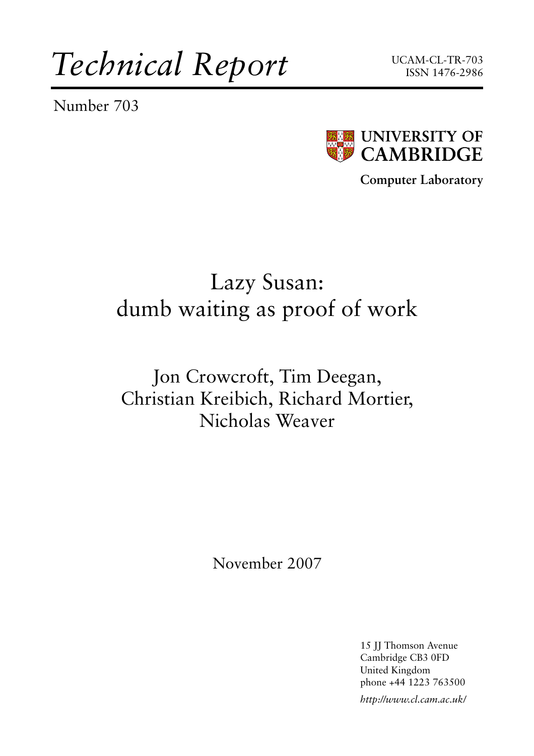# *Technical Report*

UCAM-CL-TR-703
ISSN 1476-2986

Number 703

**UNIVERSITY OF CAMBRIDGE**

**Computer Laboratory**

# Lazy Susan: dumb waiting as proof of work

Jon Crowcroft, Tim Deegan, Christian Kreibich, Richard Mortier, Nicholas Weaver

November 2007

15 JJ Thomson Avenue
Cambridge CB3 0FD
United Kingdom
phone +44 1223 763500

*http://www.cl.cam.ac.uk/*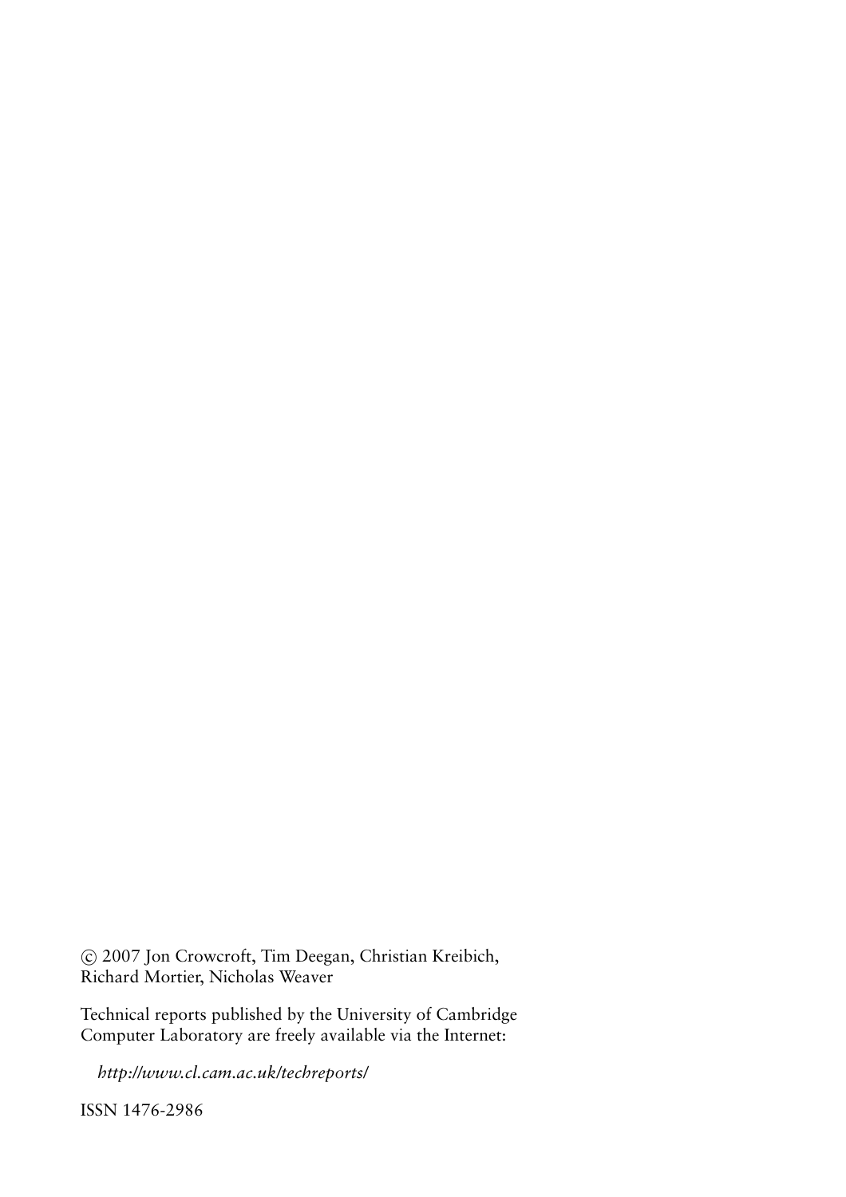© 2007 Jon Crowcroft, Tim Deegan, Christian Kreibich, Richard Mortier, Nicholas Weaver

Technical reports published by the University of Cambridge Computer Laboratory are freely available via the Internet:

*http://www.cl.cam.ac.uk/techreports/*

ISSN 1476-2986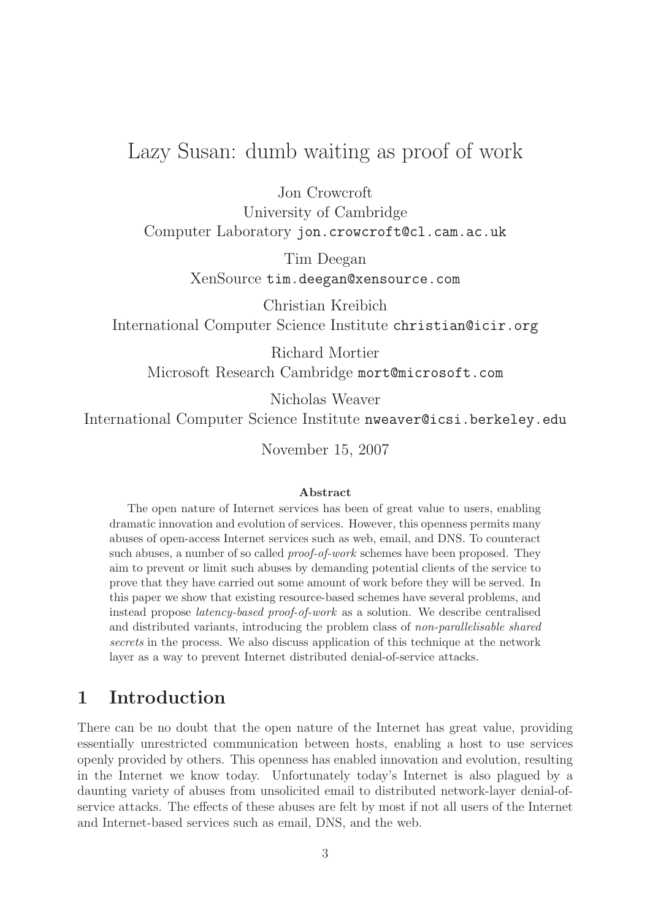# Lazy Susan: dumb waiting as proof of work

Jon Crowcroft
University of Cambridge
Computer Laboratory `jon.crowcroft@cl.cam.ac.uk`

Tim Deegan
XenSource `tim.deegan@xensource.com`

Christian Kreibich
International Computer Science Institute `christian@icir.org`

Richard Mortier
Microsoft Research Cambridge `mort@microsoft.com`

Nicholas Weaver
International Computer Science Institute `nweaver@icsi.berkeley.edu`

November 15, 2007

**Abstract**

The open nature of Internet services has been of great value to users, enabling dramatic innovation and evolution of services. However, this openness permits many abuses of open-access Internet services such as web, email, and DNS. To counteract such abuses, a number of so called *proof-of-work* schemes have been proposed. They aim to prevent or limit such abuses by demanding potential clients of the service to prove that they have carried out some amount of work before they will be served. In this paper we show that existing resource-based schemes have several problems, and instead propose *latency-based proof-of-work* as a solution. We describe centralised and distributed variants, introducing the problem class of *non-parallelisable shared secrets* in the process. We also discuss application of this technique at the network layer as a way to prevent Internet distributed denial-of-service attacks.

## 1 Introduction

There can be no doubt that the open nature of the Internet has great value, providing essentially unrestricted communication between hosts, enabling a host to use services openly provided by others. This openness has enabled innovation and evolution, resulting in the Internet we know today. Unfortunately today's Internet is also plagued by a daunting variety of abuses from unsolicited email to distributed network-layer denial-of-service attacks. The effects of these abuses are felt by most if not all users of the Internet and Internet-based services such as email, DNS, and the web.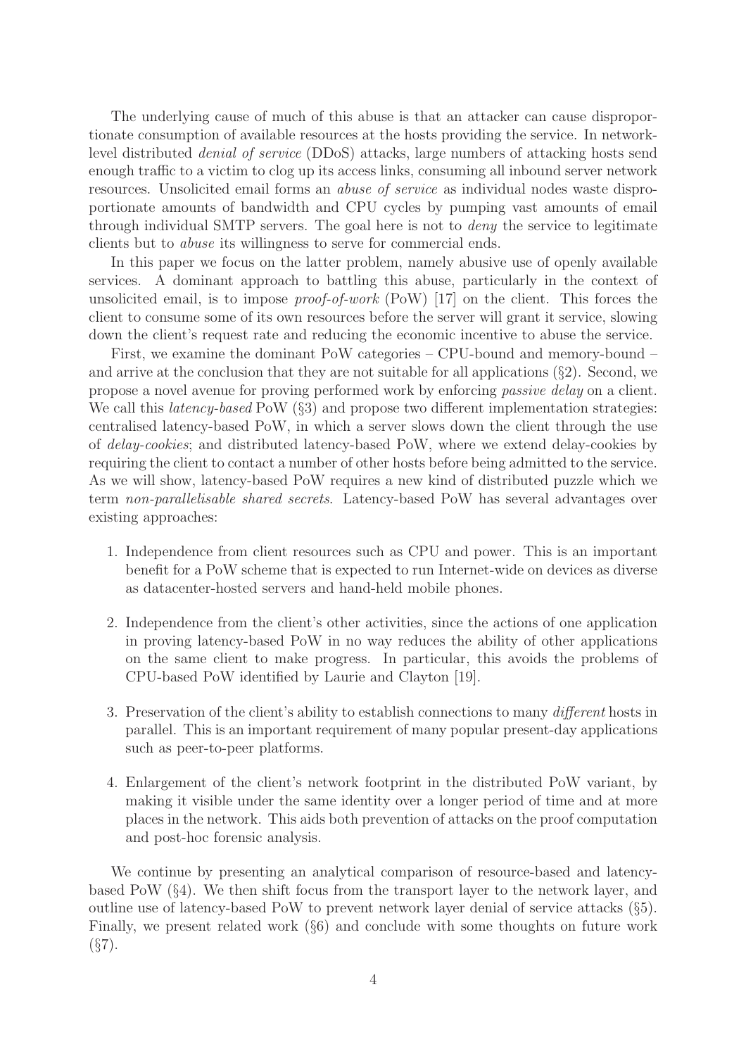The underlying cause of much of this abuse is that an attacker can cause disproportionate consumption of available resources at the hosts providing the service. In network-level distributed *denial of service* (DDoS) attacks, large numbers of attacking hosts send enough traffic to a victim to clog up its access links, consuming all inbound server network resources. Unsolicited email forms an *abuse of service* as individual nodes waste disproportionate amounts of bandwidth and CPU cycles by pumping vast amounts of email through individual SMTP servers. The goal here is not to *deny* the service to legitimate clients but to *abuse* its willingness to serve for commercial ends.

In this paper we focus on the latter problem, namely abusive use of openly available services. A dominant approach to battling this abuse, particularly in the context of unsolicited email, is to impose *proof-of-work* (PoW) [17] on the client. This forces the client to consume some of its own resources before the server will grant it service, slowing down the client's request rate and reducing the economic incentive to abuse the service.

First, we examine the dominant PoW categories – CPU-bound and memory-bound – and arrive at the conclusion that they are not suitable for all applications (§2). Second, we propose a novel avenue for proving performed work by enforcing *passive delay* on a client. We call this *latency-based* PoW (§3) and propose two different implementation strategies: centralised latency-based PoW, in which a server slows down the client through the use of *delay-cookies*; and distributed latency-based PoW, where we extend delay-cookies by requiring the client to contact a number of other hosts before being admitted to the service. As we will show, latency-based PoW requires a new kind of distributed puzzle which we term *non-parallelisable shared secrets*. Latency-based PoW has several advantages over existing approaches:

1. Independence from client resources such as CPU and power. This is an important benefit for a PoW scheme that is expected to run Internet-wide on devices as diverse as datacenter-hosted servers and hand-held mobile phones.

2. Independence from the client's other activities, since the actions of one application in proving latency-based PoW in no way reduces the ability of other applications on the same client to make progress. In particular, this avoids the problems of CPU-based PoW identified by Laurie and Clayton [19].

3. Preservation of the client's ability to establish connections to many *different* hosts in parallel. This is an important requirement of many popular present-day applications such as peer-to-peer platforms.

4. Enlargement of the client's network footprint in the distributed PoW variant, by making it visible under the same identity over a longer period of time and at more places in the network. This aids both prevention of attacks on the proof computation and post-hoc forensic analysis.

We continue by presenting an analytical comparison of resource-based and latency-based PoW (§4). We then shift focus from the transport layer to the network layer, and outline use of latency-based PoW to prevent network layer denial of service attacks (§5). Finally, we present related work (§6) and conclude with some thoughts on future work (§7).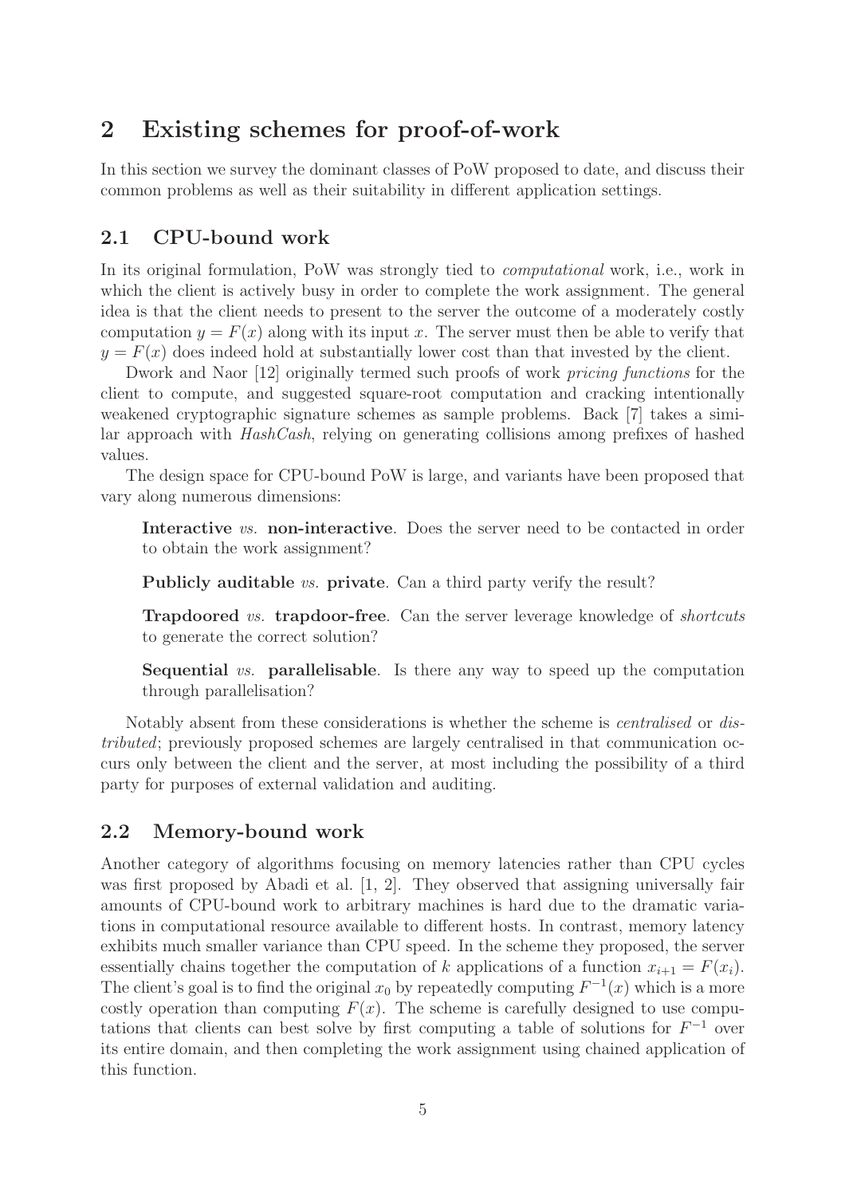# 2 Existing schemes for proof-of-work

In this section we survey the dominant classes of PoW proposed to date, and discuss their common problems as well as their suitability in different application settings.

## 2.1 CPU-bound work

In its original formulation, PoW was strongly tied to *computational* work, i.e., work in which the client is actively busy in order to complete the work assignment. The general idea is that the client needs to present to the server the outcome of a moderately costly computation $y = F(x)$ along with its input $x$. The server must then be able to verify that $y = F(x)$ does indeed hold at substantially lower cost than that invested by the client.

Dwork and Naor [12] originally termed such proofs of work *pricing functions* for the client to compute, and suggested square-root computation and cracking intentionally weakened cryptographic signature schemes as sample problems. Back [7] takes a similar approach with *HashCash*, relying on generating collisions among prefixes of hashed values.

The design space for CPU-bound PoW is large, and variants have been proposed that vary along numerous dimensions:

**Interactive** *vs.* **non-interactive**. Does the server need to be contacted in order to obtain the work assignment?

**Publicly auditable** *vs.* **private**. Can a third party verify the result?

**Trapdoored** *vs.* **trapdoor-free**. Can the server leverage knowledge of *shortcuts* to generate the correct solution?

**Sequential** *vs.* **parallelisable**. Is there any way to speed up the computation through parallelisation?

Notably absent from these considerations is whether the scheme is *centralised* or *distributed*; previously proposed schemes are largely centralised in that communication occurs only between the client and the server, at most including the possibility of a third party for purposes of external validation and auditing.

## 2.2 Memory-bound work

Another category of algorithms focusing on memory latencies rather than CPU cycles was first proposed by Abadi et al. [1, 2]. They observed that assigning universally fair amounts of CPU-bound work to arbitrary machines is hard due to the dramatic variations in computational resource available to different hosts. In contrast, memory latency exhibits much smaller variance than CPU speed. In the scheme they proposed, the server essentially chains together the computation of $k$ applications of a function $x_{i+1} = F(x_i)$. The client's goal is to find the original $x_0$ by repeatedly computing $F^{-1}(x)$ which is a more costly operation than computing $F(x)$. The scheme is carefully designed to use computations that clients can best solve by first computing a table of solutions for $F^{-1}$ over its entire domain, and then completing the work assignment using chained application of this function.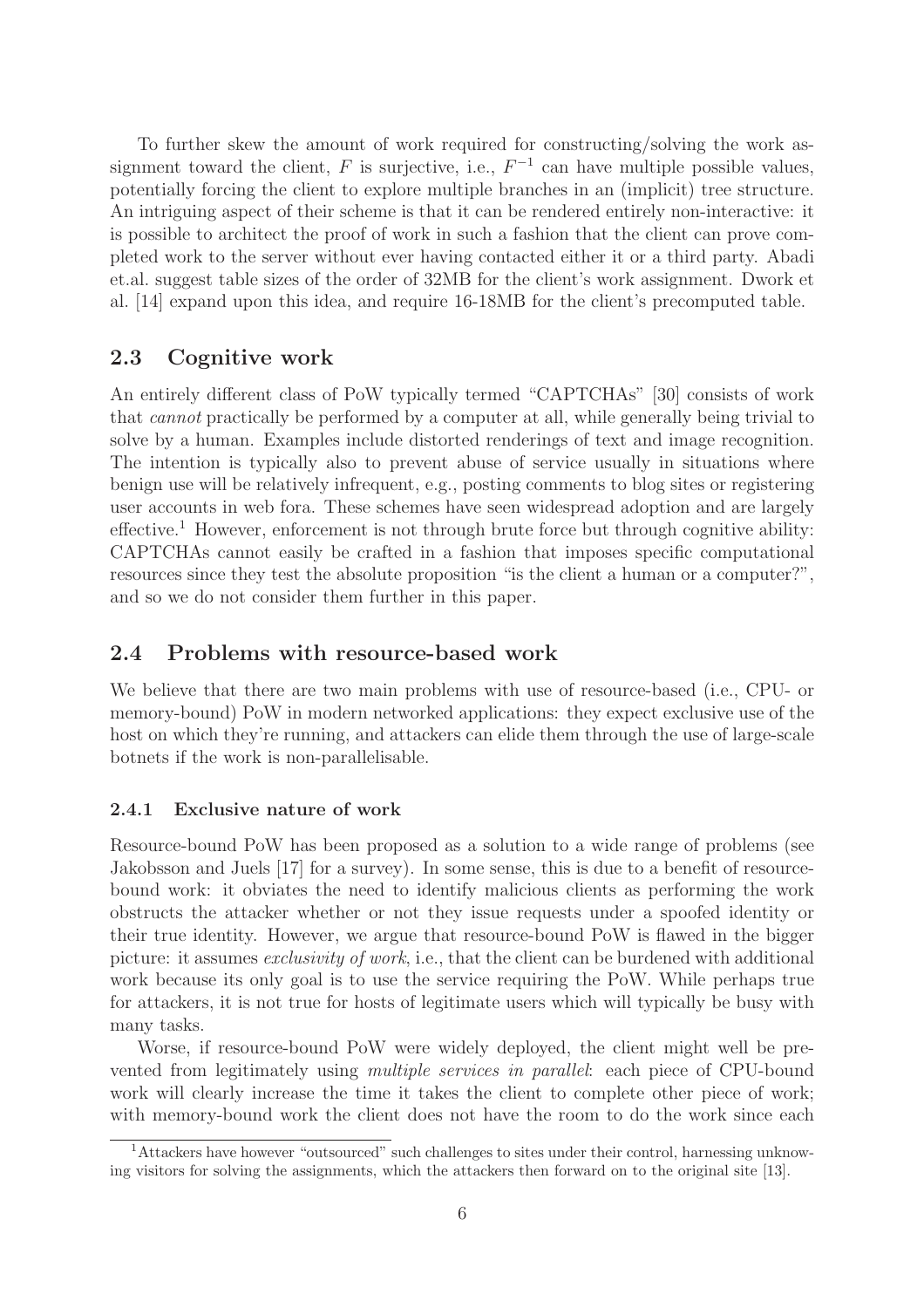To further skew the amount of work required for constructing/solving the work assignment toward the client, $F$ is surjective, i.e., $F^{-1}$ can have multiple possible values, potentially forcing the client to explore multiple branches in an (implicit) tree structure. An intriguing aspect of their scheme is that it can be rendered entirely non-interactive: it is possible to architect the proof of work in such a fashion that the client can prove completed work to the server without ever having contacted either it or a third party. Abadi et.al. suggest table sizes of the order of 32MB for the client's work assignment. Dwork et al. [14] expand upon this idea, and require 16-18MB for the client's precomputed table.

## 2.3 Cognitive work

An entirely different class of PoW typically termed "CAPTCHAs" [30] consists of work that *cannot* practically be performed by a computer at all, while generally being trivial to solve by a human. Examples include distorted renderings of text and image recognition. The intention is typically also to prevent abuse of service usually in situations where benign use will be relatively infrequent, e.g., posting comments to blog sites or registering user accounts in web fora. These schemes have seen widespread adoption and are largely effective.[1] However, enforcement is not through brute force but through cognitive ability: CAPTCHAs cannot easily be crafted in a fashion that imposes specific computational resources since they test the absolute proposition "is the client a human or a computer?", and so we do not consider them further in this paper.

## 2.4 Problems with resource-based work

We believe that there are two main problems with use of resource-based (i.e., CPU- or memory-bound) PoW in modern networked applications: they expect exclusive use of the host on which they're running, and attackers can elide them through the use of large-scale botnets if the work is non-parallelisable.

### 2.4.1 Exclusive nature of work

Resource-bound PoW has been proposed as a solution to a wide range of problems (see Jakobsson and Juels [17] for a survey). In some sense, this is due to a benefit of resource-bound work: it obviates the need to identify malicious clients as performing the work obstructs the attacker whether or not they issue requests under a spoofed identity or their true identity. However, we argue that resource-bound PoW is flawed in the bigger picture: it assumes *exclusivity of work*, i.e., that the client can be burdened with additional work because its only goal is to use the service requiring the PoW. While perhaps true for attackers, it is not true for hosts of legitimate users which will typically be busy with many tasks.

Worse, if resource-bound PoW were widely deployed, the client might well be prevented from legitimately using *multiple services in parallel*: each piece of CPU-bound work will clearly increase the time it takes the client to complete other piece of work; with memory-bound work the client does not have the room to do the work since each

[1] Attackers have however "outsourced" such challenges to sites under their control, harnessing unknowing visitors for solving the assignments, which the attackers then forward on to the original site [13].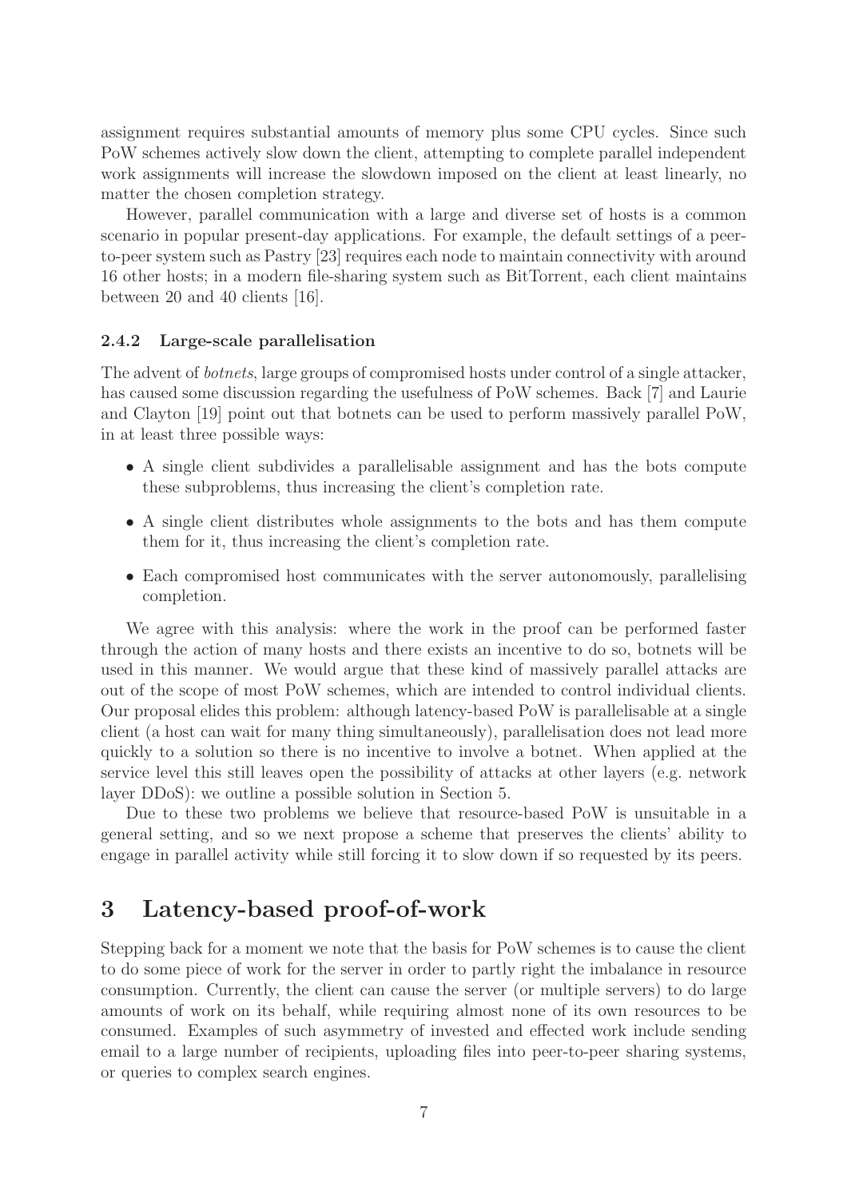assignment requires substantial amounts of memory plus some CPU cycles. Since such PoW schemes actively slow down the client, attempting to complete parallel independent work assignments will increase the slowdown imposed on the client at least linearly, no matter the chosen completion strategy.

However, parallel communication with a large and diverse set of hosts is a common scenario in popular present-day applications. For example, the default settings of a peer-to-peer system such as Pastry [23] requires each node to maintain connectivity with around 16 other hosts; in a modern file-sharing system such as BitTorrent, each client maintains between 20 and 40 clients [16].

### 2.4.2 Large-scale parallelisation

The advent of *botnets*, large groups of compromised hosts under control of a single attacker, has caused some discussion regarding the usefulness of PoW schemes. Back [7] and Laurie and Clayton [19] point out that botnets can be used to perform massively parallel PoW, in at least three possible ways:

- A single client subdivides a parallelisable assignment and has the bots compute these subproblems, thus increasing the client's completion rate.
- A single client distributes whole assignments to the bots and has them compute them for it, thus increasing the client's completion rate.
- Each compromised host communicates with the server autonomously, parallelising completion.

We agree with this analysis: where the work in the proof can be performed faster through the action of many hosts and there exists an incentive to do so, botnets will be used in this manner. We would argue that these kind of massively parallel attacks are out of the scope of most PoW schemes, which are intended to control individual clients. Our proposal elides this problem: although latency-based PoW is parallelisable at a single client (a host can wait for many thing simultaneously), parallelisation does not lead more quickly to a solution so there is no incentive to involve a botnet. When applied at the service level this still leaves open the possibility of attacks at other layers (e.g. network layer DDoS): we outline a possible solution in Section 5.

Due to these two problems we believe that resource-based PoW is unsuitable in a general setting, and so we next propose a scheme that preserves the clients' ability to engage in parallel activity while still forcing it to slow down if so requested by its peers.

# 3 Latency-based proof-of-work

Stepping back for a moment we note that the basis for PoW schemes is to cause the client to do some piece of work for the server in order to partly right the imbalance in resource consumption. Currently, the client can cause the server (or multiple servers) to do large amounts of work on its behalf, while requiring almost none of its own resources to be consumed. Examples of such asymmetry of invested and effected work include sending email to a large number of recipients, uploading files into peer-to-peer sharing systems, or queries to complex search engines.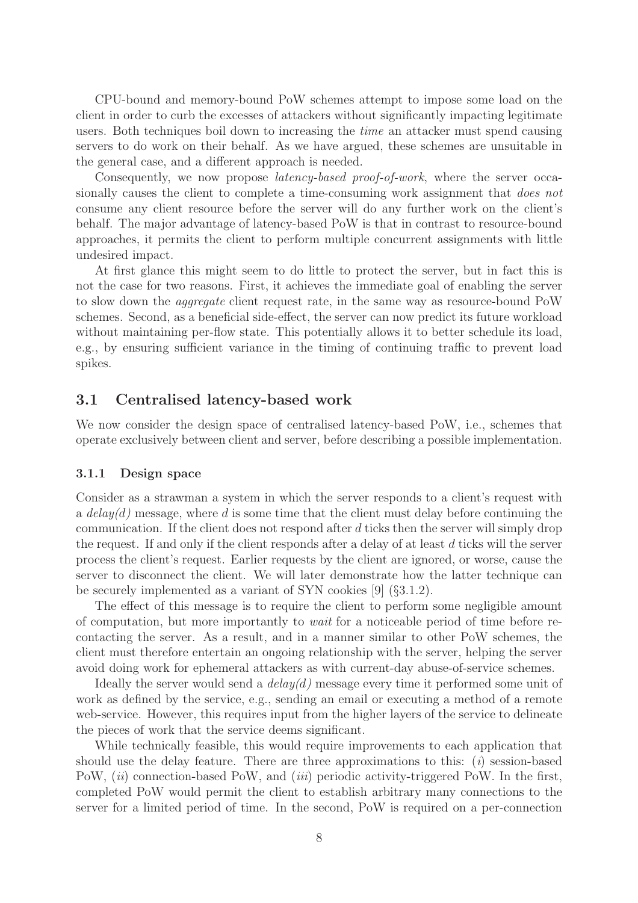CPU-bound and memory-bound PoW schemes attempt to impose some load on the client in order to curb the excesses of attackers without significantly impacting legitimate users. Both techniques boil down to increasing the *time* an attacker must spend causing servers to do work on their behalf. As we have argued, these schemes are unsuitable in the general case, and a different approach is needed.

Consequently, we now propose *latency-based proof-of-work*, where the server occasionally causes the client to complete a time-consuming work assignment that *does not* consume any client resource before the server will do any further work on the client's behalf. The major advantage of latency-based PoW is that in contrast to resource-bound approaches, it permits the client to perform multiple concurrent assignments with little undesired impact.

At first glance this might seem to do little to protect the server, but in fact this is not the case for two reasons. First, it achieves the immediate goal of enabling the server to slow down the *aggregate* client request rate, in the same way as resource-bound PoW schemes. Second, as a beneficial side-effect, the server can now predict its future workload without maintaining per-flow state. This potentially allows it to better schedule its load, e.g., by ensuring sufficient variance in the timing of continuing traffic to prevent load spikes.

## 3.1 Centralised latency-based work

We now consider the design space of centralised latency-based PoW, i.e., schemes that operate exclusively between client and server, before describing a possible implementation.

### 3.1.1 Design space

Consider as a strawman a system in which the server responds to a client's request with a *delay($d$)* message, where $d$ is some time that the client must delay before continuing the communication. If the client does not respond after $d$ ticks then the server will simply drop the request. If and only if the client responds after a delay of at least $d$ ticks will the server process the client's request. Earlier requests by the client are ignored, or worse, cause the server to disconnect the client. We will later demonstrate how the latter technique can be securely implemented as a variant of SYN cookies [9] (§3.1.2).

The effect of this message is to require the client to perform some negligible amount of computation, but more importantly to *wait* for a noticeable period of time before recontacting the server. As a result, and in a manner similar to other PoW schemes, the client must therefore entertain an ongoing relationship with the server, helping the server avoid doing work for ephemeral attackers as with current-day abuse-of-service schemes.

Ideally the server would send a *delay($d$)* message every time it performed some unit of work as defined by the service, e.g., sending an email or executing a method of a remote web-service. However, this requires input from the higher layers of the service to delineate the pieces of work that the service deems significant.

While technically feasible, this would require improvements to each application that should use the delay feature. There are three approximations to this: (*i*) session-based PoW, (*ii*) connection-based PoW, and (*iii*) periodic activity-triggered PoW. In the first, completed PoW would permit the client to establish arbitrary many connections to the server for a limited period of time. In the second, PoW is required on a per-connection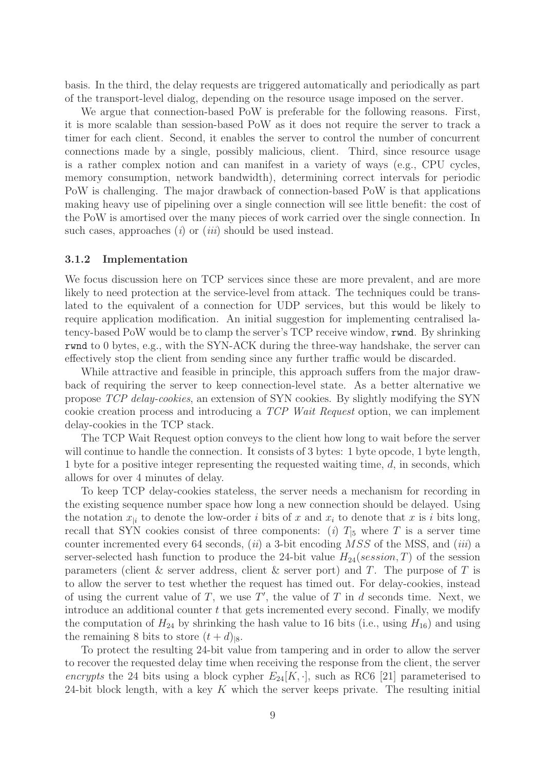basis. In the third, the delay requests are triggered automatically and periodically as part of the transport-level dialog, depending on the resource usage imposed on the server.

We argue that connection-based PoW is preferable for the following reasons. First, it is more scalable than session-based PoW as it does not require the server to track a timer for each client. Second, it enables the server to control the number of concurrent connections made by a single, possibly malicious, client. Third, since resource usage is a rather complex notion and can manifest in a variety of ways (e.g., CPU cycles, memory consumption, network bandwidth), determining correct intervals for periodic PoW is challenging. The major drawback of connection-based PoW is that applications making heavy use of pipelining over a single connection will see little benefit: the cost of the PoW is amortised over the many pieces of work carried over the single connection. In such cases, approaches (*i*) or (*iii*) should be used instead.

### 3.1.2 Implementation

We focus discussion here on TCP services since these are more prevalent, and are more likely to need protection at the service-level from attack. The techniques could be translated to the equivalent of a connection for UDP services, but this would be likely to require application modification. An initial suggestion for implementing centralised latency-based PoW would be to clamp the server's TCP receive window, `rwnd`. By shrinking `rwnd` to 0 bytes, e.g., with the SYN-ACK during the three-way handshake, the server can effectively stop the client from sending since any further traffic would be discarded.

While attractive and feasible in principle, this approach suffers from the major drawback of requiring the server to keep connection-level state. As a better alternative we propose *TCP delay-cookies*, an extension of SYN cookies. By slightly modifying the SYN cookie creation process and introducing a *TCP Wait Request* option, we can implement delay-cookies in the TCP stack.

The TCP Wait Request option conveys to the client how long to wait before the server will continue to handle the connection. It consists of 3 bytes: 1 byte opcode, 1 byte length, 1 byte for a positive integer representing the requested waiting time, $d$, in seconds, which allows for over 4 minutes of delay.

To keep TCP delay-cookies stateless, the server needs a mechanism for recording in the existing sequence number space how long a new connection should be delayed. Using the notation $x_{|i}$ to denote the low-order $i$ bits of $x$ and $x_i$ to denote that $x$ is $i$ bits long, recall that SYN cookies consist of three components: (*i*) $T_{|5}$ where $T$ is a server time counter incremented every 64 seconds, (*ii*) a 3-bit encoding $MSS$ of the MSS, and (*iii*) a server-selected hash function to produce the 24-bit value $H_{24}(session, T)$ of the session parameters (client & server address, client & server port) and $T$. The purpose of $T$ is to allow the server to test whether the request has timed out. For delay-cookies, instead of using the current value of $T$, we use $T'$, the value of $T$ in $d$ seconds time. Next, we introduce an additional counter $t$ that gets incremented every second. Finally, we modify the computation of $H_{24}$ by shrinking the hash value to 16 bits (i.e., using $H_{16}$) and using the remaining 8 bits to store $(t + d)_{|8}$.

To protect the resulting 24-bit value from tampering and in order to allow the server to recover the requested delay time when receiving the response from the client, the server *encrypts* the 24 bits using a block cypher $E_{24}[K, \cdot]$, such as RC6 [21] parameterised to 24-bit block length, with a key $K$ which the server keeps private. The resulting initial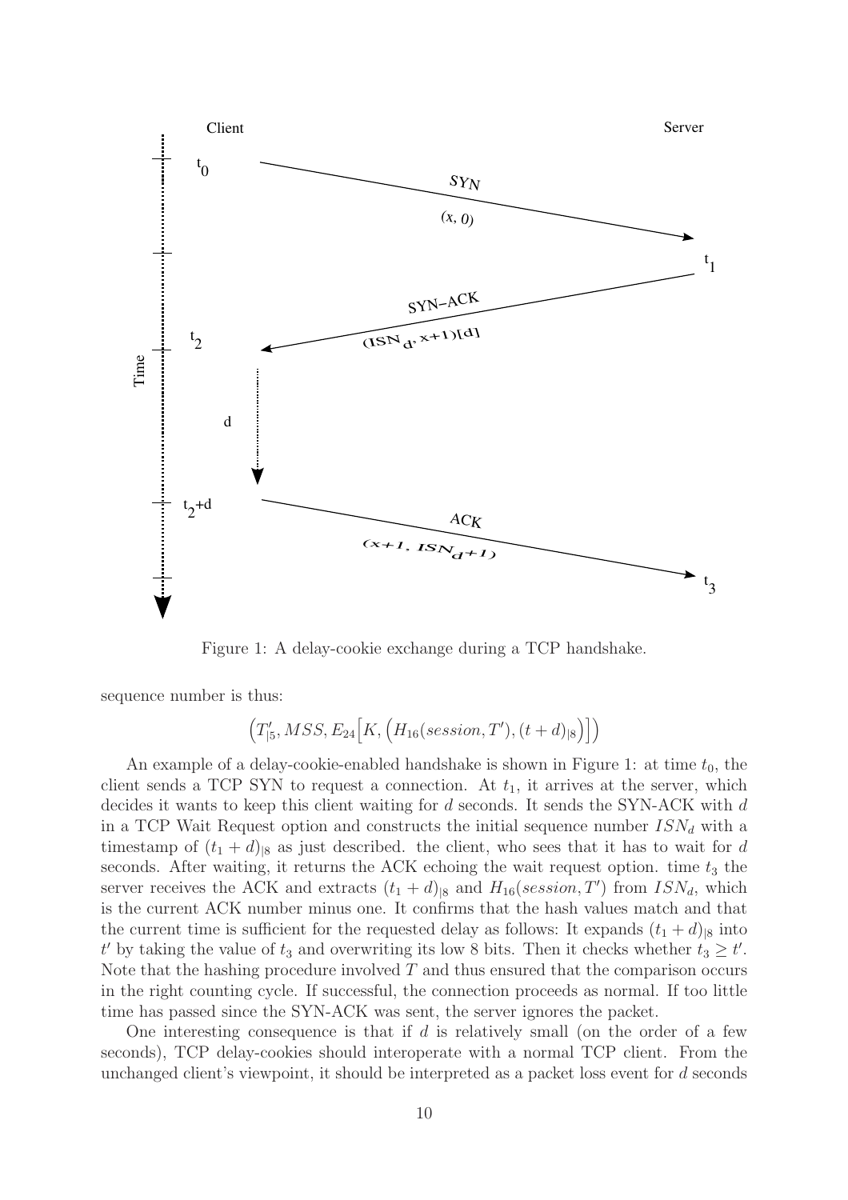Figure 1: A delay-cookie exchange during a TCP handshake.

sequence number is thus:

$$\left(T'_{|5}, MSS, E_{24}\left[K, \left(H_{16}(session, T'), (t+d)_{|8}\right)\right]\right)$$

An example of a delay-cookie-enabled handshake is shown in Figure 1: at time $t_0$, the client sends a TCP SYN to request a connection. At $t_1$, it arrives at the server, which decides it wants to keep this client waiting for $d$ seconds. It sends the SYN-ACK with $d$ in a TCP Wait Request option and constructs the initial sequence number $ISN_d$ with a timestamp of $(t_1+d)_{|8}$ as just described. the client, who sees that it has to wait for $d$ seconds. After waiting, it returns the ACK echoing the wait request option. time $t_3$ the server receives the ACK and extracts $(t_1+d)_{|8}$ and $H_{16}(session, T')$ from $ISN_d$, which is the current ACK number minus one. It confirms that the hash values match and that the current time is sufficient for the requested delay as follows: It expands $(t_1+d)_{|8}$ into $t'$ by taking the value of $t_3$ and overwriting its low 8 bits. Then it checks whether $t_3 \geq t'$. Note that the hashing procedure involved $T$ and thus ensured that the comparison occurs in the right counting cycle. If successful, the connection proceeds as normal. If too little time has passed since the SYN-ACK was sent, the server ignores the packet.

One interesting consequence is that if $d$ is relatively small (on the order of a few seconds), TCP delay-cookies should interoperate with a normal TCP client. From the unchanged client's viewpoint, it should be interpreted as a packet loss event for $d$ seconds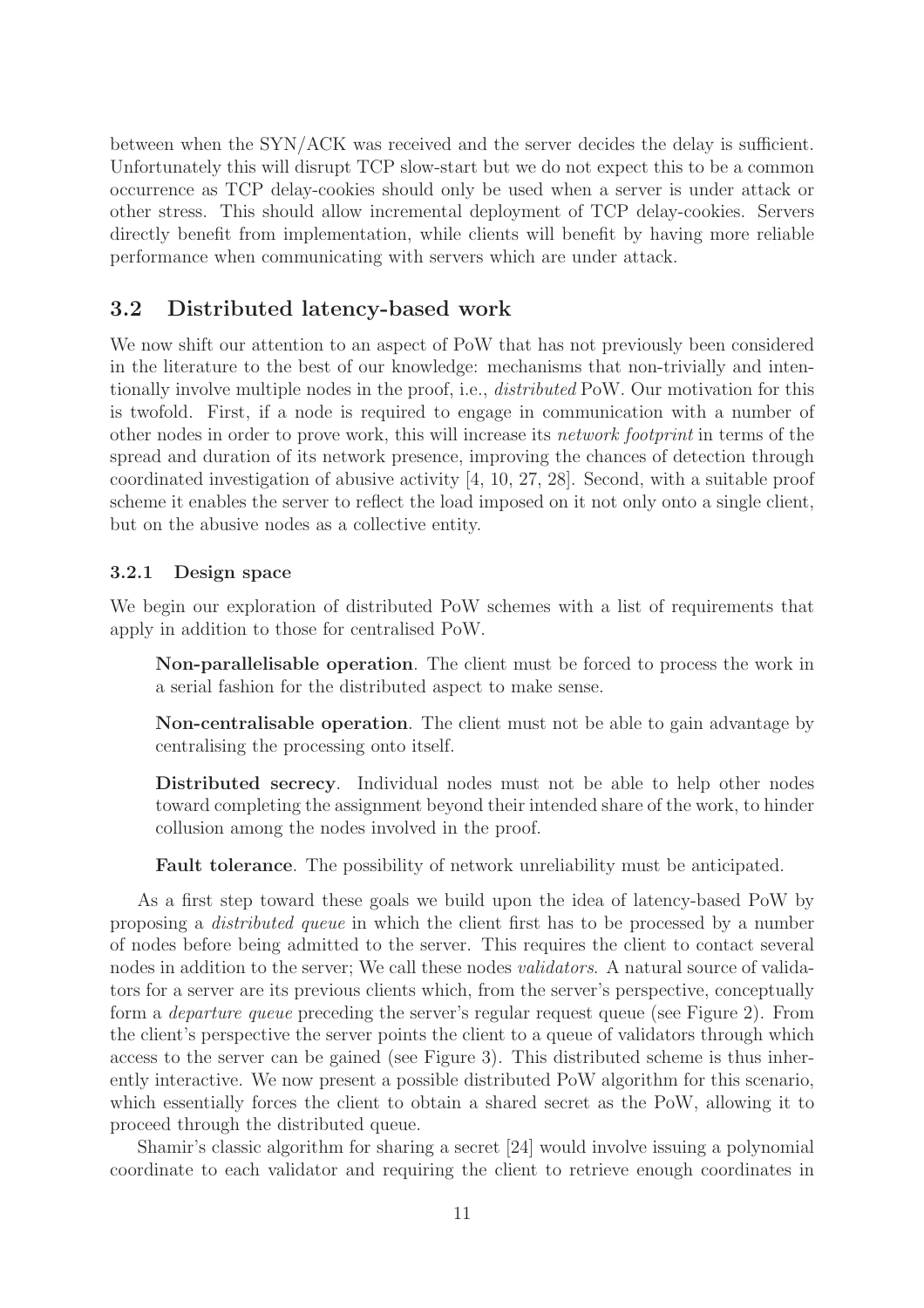between when the SYN/ACK was received and the server decides the delay is sufficient. Unfortunately this will disrupt TCP slow-start but we do not expect this to be a common occurrence as TCP delay-cookies should only be used when a server is under attack or other stress. This should allow incremental deployment of TCP delay-cookies. Servers directly benefit from implementation, while clients will benefit by having more reliable performance when communicating with servers which are under attack.

## 3.2 Distributed latency-based work

We now shift our attention to an aspect of PoW that has not previously been considered in the literature to the best of our knowledge: mechanisms that non-trivially and intentionally involve multiple nodes in the proof, i.e., *distributed* PoW. Our motivation for this is twofold. First, if a node is required to engage in communication with a number of other nodes in order to prove work, this will increase its *network footprint* in terms of the spread and duration of its network presence, improving the chances of detection through coordinated investigation of abusive activity [4, 10, 27, 28]. Second, with a suitable proof scheme it enables the server to reflect the load imposed on it not only onto a single client, but on the abusive nodes as a collective entity.

### 3.2.1 Design space

We begin our exploration of distributed PoW schemes with a list of requirements that apply in addition to those for centralised PoW.

**Non-parallelisable operation**. The client must be forced to process the work in a serial fashion for the distributed aspect to make sense.

**Non-centralisable operation**. The client must not be able to gain advantage by centralising the processing onto itself.

**Distributed secrecy**. Individual nodes must not be able to help other nodes toward completing the assignment beyond their intended share of the work, to hinder collusion among the nodes involved in the proof.

**Fault tolerance**. The possibility of network unreliability must be anticipated.

As a first step toward these goals we build upon the idea of latency-based PoW by proposing a *distributed queue* in which the client first has to be processed by a number of nodes before being admitted to the server. This requires the client to contact several nodes in addition to the server; We call these nodes *validators*. A natural source of validators for a server are its previous clients which, from the server's perspective, conceptually form a *departure queue* preceding the server's regular request queue (see Figure 2). From the client's perspective the server points the client to a queue of validators through which access to the server can be gained (see Figure 3). This distributed scheme is thus inherently interactive. We now present a possible distributed PoW algorithm for this scenario, which essentially forces the client to obtain a shared secret as the PoW, allowing it to proceed through the distributed queue.

Shamir's classic algorithm for sharing a secret [24] would involve issuing a polynomial coordinate to each validator and requiring the client to retrieve enough coordinates in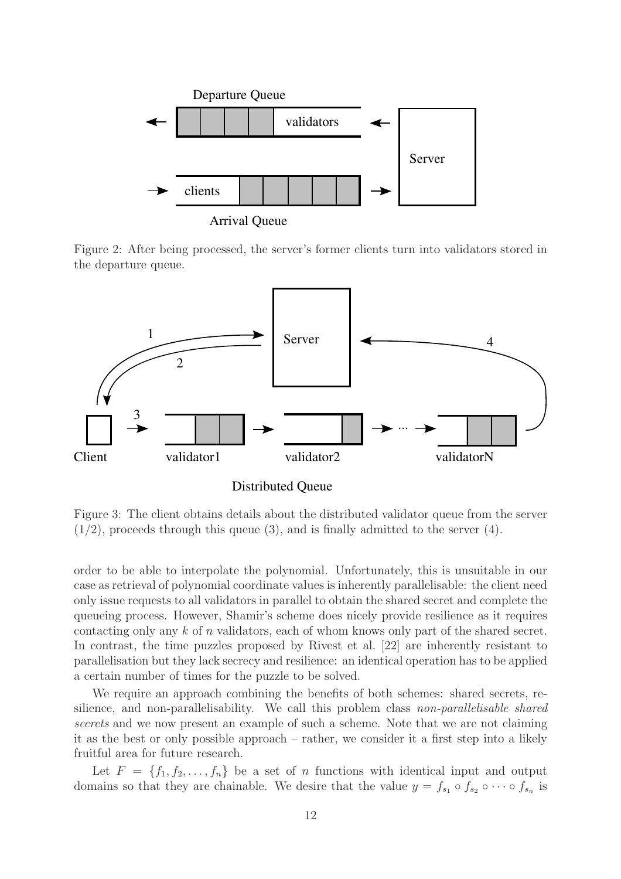Figure 2: After being processed, the server's former clients turn into validators stored in the departure queue.

Figure 3: The client obtains details about the distributed validator queue from the server (1/2), proceeds through this queue (3), and is finally admitted to the server (4).

order to be able to interpolate the polynomial. Unfortunately, this is unsuitable in our case as retrieval of polynomial coordinate values is inherently parallelisable: the client need only issue requests to all validators in parallel to obtain the shared secret and complete the queueing process. However, Shamir's scheme does nicely provide resilience as it requires contacting only any $k$ of $n$ validators, each of whom knows only part of the shared secret. In contrast, the time puzzles proposed by Rivest et al. [22] are inherently resistant to parallelisation but they lack secrecy and resilience: an identical operation has to be applied a certain number of times for the puzzle to be solved.

We require an approach combining the benefits of both schemes: shared secrets, resilience, and non-parallelisability. We call this problem class *non-parallelisable shared secrets* and we now present an example of such a scheme. Note that we are not claiming it as the best or only possible approach – rather, we consider it a first step into a likely fruitful area for future research.

Let $F = \{f_1, f_2, \ldots, f_n\}$ be a set of $n$ functions with identical input and output domains so that they are chainable. We desire that the value $y = f_{s_1} \circ f_{s_2} \circ \cdots \circ f_{s_n}$ is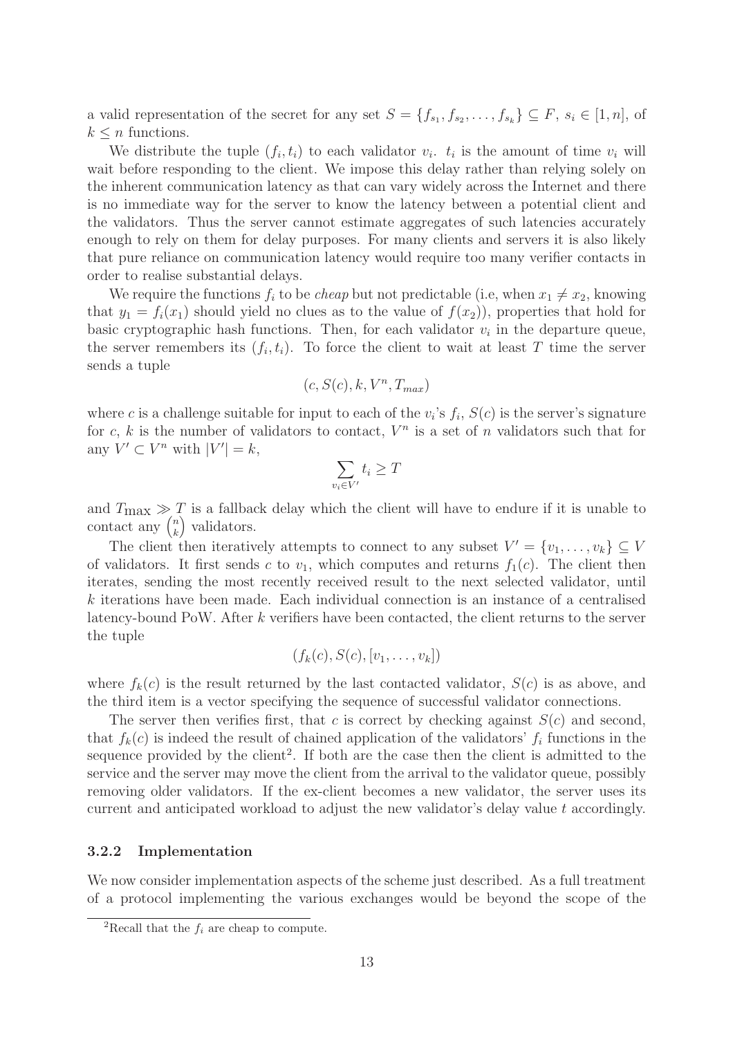a valid representation of the secret for any set $S = \{f_{s_1}, f_{s_2}, \ldots, f_{s_k}\} \subseteq F$, $s_i \in [1, n]$, of $k \leq n$ functions.

We distribute the tuple $(f_i, t_i)$ to each validator $v_i$. $t_i$ is the amount of time $v_i$ will wait before responding to the client. We impose this delay rather than relying solely on the inherent communication latency as that can vary widely across the Internet and there is no immediate way for the server to know the latency between a potential client and the validators. Thus the server cannot estimate aggregates of such latencies accurately enough to rely on them for delay purposes. For many clients and servers it is also likely that pure reliance on communication latency would require too many verifier contacts in order to realise substantial delays.

We require the functions $f_i$ to be *cheap* but not predictable (i.e, when $x_1 \neq x_2$, knowing that $y_1 = f_i(x_1)$ should yield no clues as to the value of $f(x_2)$), properties that hold for basic cryptographic hash functions. Then, for each validator $v_i$ in the departure queue, the server remembers its $(f_i, t_i)$. To force the client to wait at least $T$ time the server sends a tuple

$$(c, S(c), k, V^n, T_{max})$$

where $c$ is a challenge suitable for input to each of the $v_i$'s $f_i$, $S(c)$ is the server's signature for $c$, $k$ is the number of validators to contact, $V^n$ is a set of $n$ validators such that for any $V' \subset V^n$ with $|V'| = k$,

$$\sum_{v_i \in V'} t_i \geq T$$

and $T_{\max} \gg T$ is a fallback delay which the client will have to endure if it is unable to contact any $\binom{n}{k}$ validators.

The client then iteratively attempts to connect to any subset $V' = \{v_1, \ldots, v_k\} \subseteq V$ of validators. It first sends $c$ to $v_1$, which computes and returns $f_1(c)$. The client then iterates, sending the most recently received result to the next selected validator, until $k$ iterations have been made. Each individual connection is an instance of a centralised latency-bound PoW. After $k$ verifiers have been contacted, the client returns to the server the tuple

$$(f_k(c), S(c), [v_1, \ldots, v_k])$$

where $f_k(c)$ is the result returned by the last contacted validator, $S(c)$ is as above, and the third item is a vector specifying the sequence of successful validator connections.

The server then verifies first, that $c$ is correct by checking against $S(c)$ and second, that $f_k(c)$ is indeed the result of chained application of the validators' $f_i$ functions in the sequence provided by the client[2]. If both are the case then the client is admitted to the service and the server may move the client from the arrival to the validator queue, possibly removing older validators. If the ex-client becomes a new validator, the server uses its current and anticipated workload to adjust the new validator's delay value $t$ accordingly.

#### 3.2.2 Implementation

We now consider implementation aspects of the scheme just described. As a full treatment of a protocol implementing the various exchanges would be beyond the scope of the

[2] Recall that the $f_i$ are cheap to compute.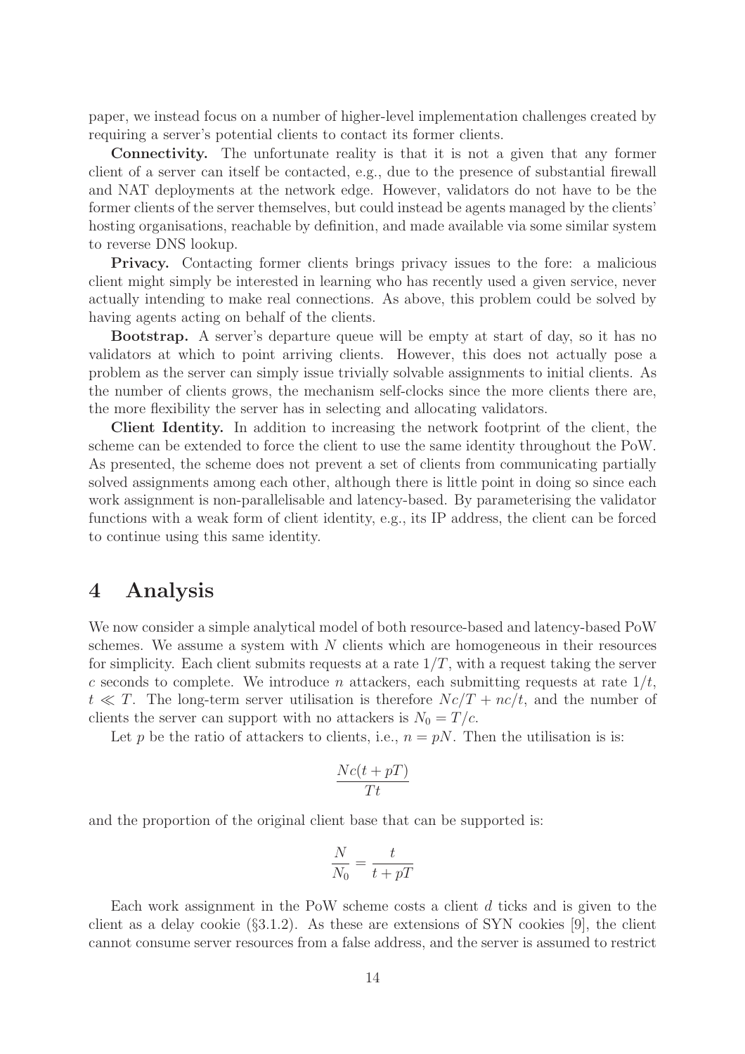paper, we instead focus on a number of higher-level implementation challenges created by requiring a server's potential clients to contact its former clients.

**Connectivity.** The unfortunate reality is that it is not a given that any former client of a server can itself be contacted, e.g., due to the presence of substantial firewall and NAT deployments at the network edge. However, validators do not have to be the former clients of the server themselves, but could instead be agents managed by the clients' hosting organisations, reachable by definition, and made available via some similar system to reverse DNS lookup.

**Privacy.** Contacting former clients brings privacy issues to the fore: a malicious client might simply be interested in learning who has recently used a given service, never actually intending to make real connections. As above, this problem could be solved by having agents acting on behalf of the clients.

**Bootstrap.** A server's departure queue will be empty at start of day, so it has no validators at which to point arriving clients. However, this does not actually pose a problem as the server can simply issue trivially solvable assignments to initial clients. As the number of clients grows, the mechanism self-clocks since the more clients there are, the more flexibility the server has in selecting and allocating validators.

**Client Identity.** In addition to increasing the network footprint of the client, the scheme can be extended to force the client to use the same identity throughout the PoW. As presented, the scheme does not prevent a set of clients from communicating partially solved assignments among each other, although there is little point in doing so since each work assignment is non-parallelisable and latency-based. By parameterising the validator functions with a weak form of client identity, e.g., its IP address, the client can be forced to continue using this same identity.

# 4 Analysis

We now consider a simple analytical model of both resource-based and latency-based PoW schemes. We assume a system with $N$ clients which are homogeneous in their resources for simplicity. Each client submits requests at a rate $1/T$, with a request taking the server $c$ seconds to complete. We introduce $n$ attackers, each submitting requests at rate $1/t$, $t \ll T$. The long-term server utilisation is therefore $Nc/T + nc/t$, and the number of clients the server can support with no attackers is $N_0 = T/c$.

Let $p$ be the ratio of attackers to clients, i.e., $n = pN$. Then the utilisation is is:

$$\frac{Nc(t + pT)}{Tt}$$

and the proportion of the original client base that can be supported is:

$$\frac{N}{N_0} = \frac{t}{t + pT}$$

Each work assignment in the PoW scheme costs a client $d$ ticks and is given to the client as a delay cookie (§3.1.2). As these are extensions of SYN cookies [9], the client cannot consume server resources from a false address, and the server is assumed to restrict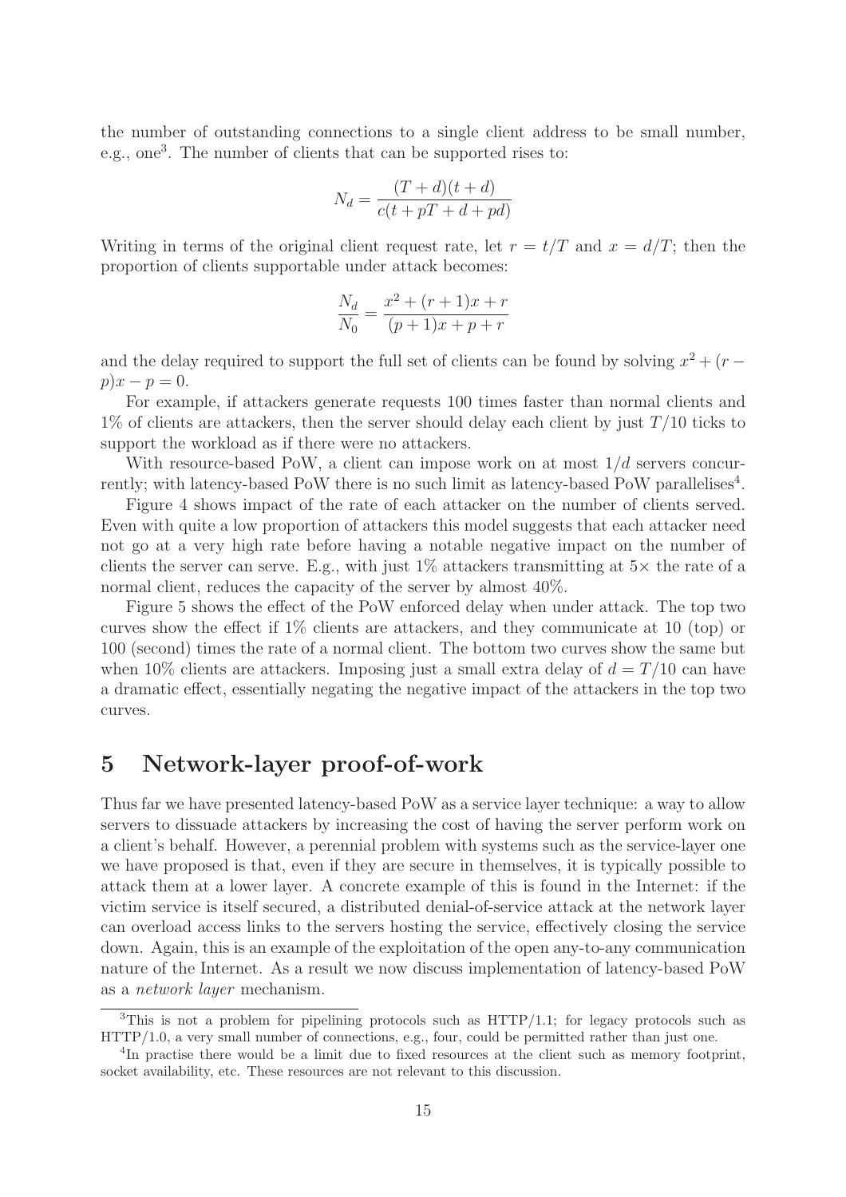the number of outstanding connections to a single client address to be small number, e.g., one[3]. The number of clients that can be supported rises to:

$$N_d = \frac{(T+d)(t+d)}{c(t+pT+d+pd)}$$

Writing in terms of the original client request rate, let $r = t/T$ and $x = d/T$; then the proportion of clients supportable under attack becomes:

$$\frac{N_d}{N_0} = \frac{x^2+(r+1)x+r}{(p+1)x+p+r}$$

and the delay required to support the full set of clients can be found by solving $x^2+(r-p)x-p=0$.

For example, if attackers generate requests 100 times faster than normal clients and 1% of clients are attackers, then the server should delay each client by just $T/10$ ticks to support the workload as if there were no attackers.

With resource-based PoW, a client can impose work on at most $1/d$ servers concurrently; with latency-based PoW there is no such limit as latency-based PoW parallelises[4].

Figure 4 shows impact of the rate of each attacker on the number of clients served. Even with quite a low proportion of attackers this model suggests that each attacker need not go at a very high rate before having a notable negative impact on the number of clients the server can serve. E.g., with just 1% attackers transmitting at 5× the rate of a normal client, reduces the capacity of the server by almost 40%.

Figure 5 shows the effect of the PoW enforced delay when under attack. The top two curves show the effect if 1% clients are attackers, and they communicate at 10 (top) or 100 (second) times the rate of a normal client. The bottom two curves show the same but when 10% clients are attackers. Imposing just a small extra delay of $d = T/10$ can have a dramatic effect, essentially negating the negative impact of the attackers in the top two curves.

# 5 Network-layer proof-of-work

Thus far we have presented latency-based PoW as a service layer technique: a way to allow servers to dissuade attackers by increasing the cost of having the server perform work on a client's behalf. However, a perennial problem with systems such as the service-layer one we have proposed is that, even if they are secure in themselves, it is typically possible to attack them at a lower layer. A concrete example of this is found in the Internet: if the victim service is itself secured, a distributed denial-of-service attack at the network layer can overload access links to the servers hosting the service, effectively closing the service down. Again, this is an example of the exploitation of the open any-to-any communication nature of the Internet. As a result we now discuss implementation of latency-based PoW as a *network layer* mechanism.

[3] This is not a problem for pipelining protocols such as HTTP/1.1; for legacy protocols such as HTTP/1.0, a very small number of connections, e.g., four, could be permitted rather than just one.

[4] In practise there would be a limit due to fixed resources at the client such as memory footprint, socket availability, etc. These resources are not relevant to this discussion.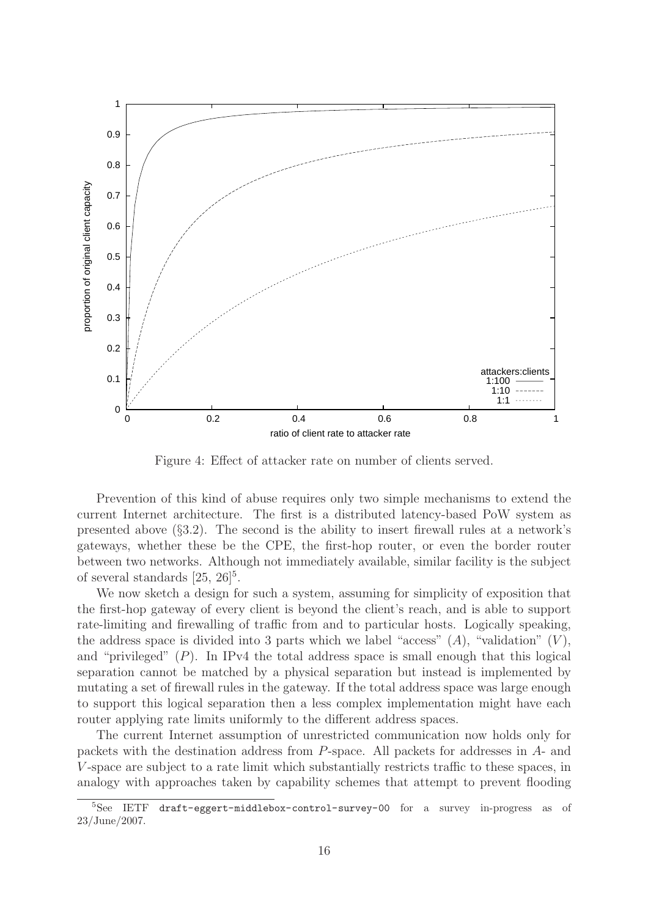Figure 4: Effect of attacker rate on number of clients served.

Prevention of this kind of abuse requires only two simple mechanisms to extend the current Internet architecture. The first is a distributed latency-based PoW system as presented above (§3.2). The second is the ability to insert firewall rules at a network's gateways, whether these be the CPE, the first-hop router, or even the border router between two networks. Although not immediately available, similar facility is the subject of several standards [25, 26][5].

We now sketch a design for such a system, assuming for simplicity of exposition that the first-hop gateway of every client is beyond the client's reach, and is able to support rate-limiting and firewalling of traffic from and to particular hosts. Logically speaking, the address space is divided into 3 parts which we label "access" ($A$), "validation" ($V$), and "privileged" ($P$). In IPv4 the total address space is small enough that this logical separation cannot be matched by a physical separation but instead is implemented by mutating a set of firewall rules in the gateway. If the total address space was large enough to support this logical separation then a less complex implementation might have each router applying rate limits uniformly to the different address spaces.

The current Internet assumption of unrestricted communication now holds only for packets with the destination address from $P$-space. All packets for addresses in $A$- and $V$-space are subject to a rate limit which substantially restricts traffic to these spaces, in analogy with approaches taken by capability schemes that attempt to prevent flooding

[5] See IETF `draft-eggert-middlebox-control-survey-00` for a survey in-progress as of 23/June/2007.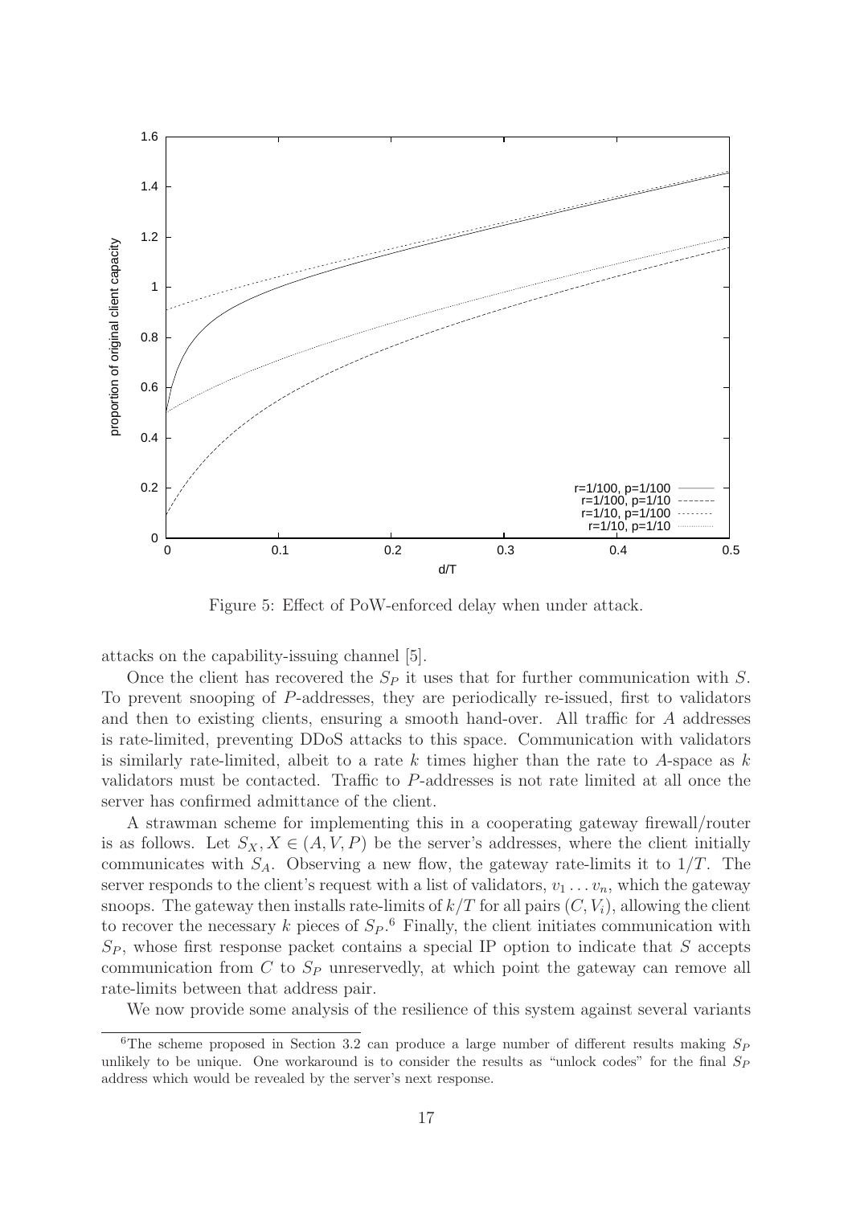Figure 5: Effect of PoW-enforced delay when under attack.

attacks on the capability-issuing channel [5].

Once the client has recovered the $S_P$ it uses that for further communication with $S$. To prevent snooping of $P$-addresses, they are periodically re-issued, first to validators and then to existing clients, ensuring a smooth hand-over. All traffic for $A$ addresses is rate-limited, preventing DDoS attacks to this space. Communication with validators is similarly rate-limited, albeit to a rate $k$ times higher than the rate to $A$-space as $k$ validators must be contacted. Traffic to $P$-addresses is not rate limited at all once the server has confirmed admittance of the client.

A strawman scheme for implementing this in a cooperating gateway firewall/router is as follows. Let $S_X, X \in (A, V, P)$ be the server's addresses, where the client initially communicates with $S_A$. Observing a new flow, the gateway rate-limits it to $1/T$. The server responds to the client's request with a list of validators, $v_1 \ldots v_n$, which the gateway snoops. The gateway then installs rate-limits of $k/T$ for all pairs $(C, V_i)$, allowing the client to recover the necessary $k$ pieces of $S_P$.[6] Finally, the client initiates communication with $S_P$, whose first response packet contains a special IP option to indicate that $S$ accepts communication from $C$ to $S_P$ unreservedly, at which point the gateway can remove all rate-limits between that address pair.

We now provide some analysis of the resilience of this system against several variants

[6] The scheme proposed in Section 3.2 can produce a large number of different results making $S_P$ unlikely to be unique. One workaround is to consider the results as "unlock codes" for the final $S_P$ address which would be revealed by the server's next response.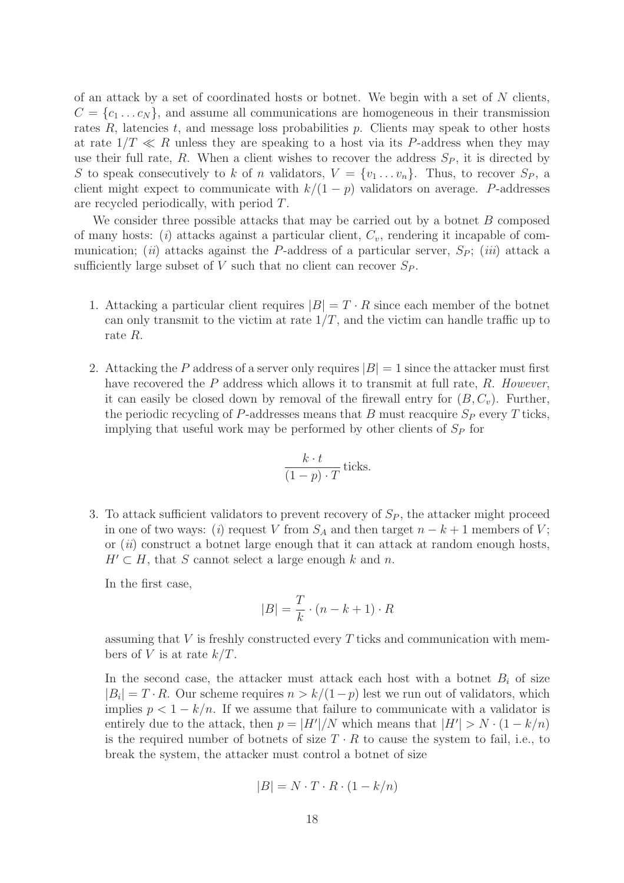of an attack by a set of coordinated hosts or botnet. We begin with a set of $N$ clients, $C = \{c_1 \dots c_N\}$, and assume all communications are homogeneous in their transmission rates $R$, latencies $t$, and message loss probabilities $p$. Clients may speak to other hosts at rate $1/T \ll R$ unless they are speaking to a host via its $P$-address when they may use their full rate, $R$. When a client wishes to recover the address $S_P$, it is directed by $S$ to speak consecutively to $k$ of $n$ validators, $V = \{v_1 \dots v_n\}$. Thus, to recover $S_P$, a client might expect to communicate with $k/(1-p)$ validators on average. $P$-addresses are recycled periodically, with period $T$.

We consider three possible attacks that may be carried out by a botnet $B$ composed of many hosts: ($i$) attacks against a particular client, $C_v$, rendering it incapable of communication; ($ii$) attacks against the $P$-address of a particular server, $S_P$; ($iii$) attack a sufficiently large subset of $V$ such that no client can recover $S_P$.

1. Attacking a particular client requires $|B| = T \cdot R$ since each member of the botnet can only transmit to the victim at rate $1/T$, and the victim can handle traffic up to rate $R$.

2. Attacking the $P$ address of a server only requires $|B| = 1$ since the attacker must first have recovered the $P$ address which allows it to transmit at full rate, $R$. *However*, it can easily be closed down by removal of the firewall entry for $(B, C_v)$. Further, the periodic recycling of $P$-addresses means that $B$ must reacquire $S_P$ every $T$ ticks, implying that useful work may be performed by other clients of $S_P$ for

$$\frac{k \cdot t}{(1-p) \cdot T} \text{ ticks.}$$

3. To attack sufficient validators to prevent recovery of $S_P$, the attacker might proceed in one of two ways: ($i$) request $V$ from $S_A$ and then target $n - k + 1$ members of $V$; or ($ii$) construct a botnet large enough that it can attack at random enough hosts, $H' \subset H$, that $S$ cannot select a large enough $k$ and $n$.

   In the first case,

$$|B| = \frac{T}{k} \cdot (n - k + 1) \cdot R$$

   assuming that $V$ is freshly constructed every $T$ ticks and communication with members of $V$ is at rate $k/T$.

   In the second case, the attacker must attack each host with a botnet $B_i$ of size $|B_i| = T \cdot R$. Our scheme requires $n > k/(1-p)$ lest we run out of validators, which implies $p < 1 - k/n$. If we assume that failure to communicate with a validator is entirely due to the attack, then $p = |H'|/N$ which means that $|H'| > N \cdot (1 - k/n)$ is the required number of botnets of size $T \cdot R$ to cause the system to fail, i.e., to break the system, the attacker must control a botnet of size

$$|B| = N \cdot T \cdot R \cdot (1 - k/n)$$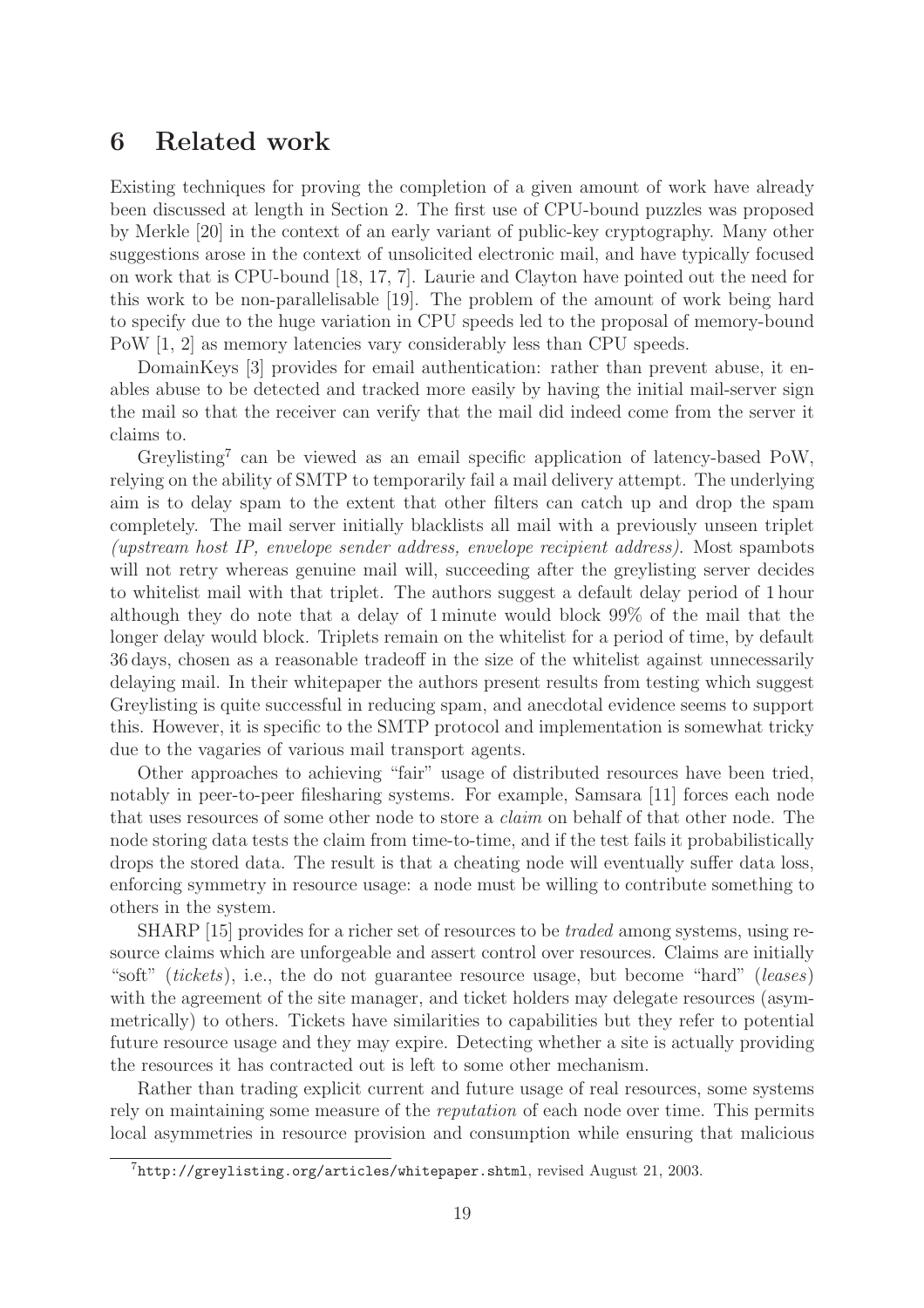## 6 Related work

Existing techniques for proving the completion of a given amount of work have already been discussed at length in Section 2. The first use of CPU-bound puzzles was proposed by Merkle [20] in the context of an early variant of public-key cryptography. Many other suggestions arose in the context of unsolicited electronic mail, and have typically focused on work that is CPU-bound [18, 17, 7]. Laurie and Clayton have pointed out the need for this work to be non-parallelisable [19]. The problem of the amount of work being hard to specify due to the huge variation in CPU speeds led to the proposal of memory-bound PoW [1, 2] as memory latencies vary considerably less than CPU speeds.

DomainKeys [3] provides for email authentication: rather than prevent abuse, it enables abuse to be detected and tracked more easily by having the initial mail-server sign the mail so that the receiver can verify that the mail did indeed come from the server it claims to.

Greylisting[7] can be viewed as an email specific application of latency-based PoW, relying on the ability of SMTP to temporarily fail a mail delivery attempt. The underlying aim is to delay spam to the extent that other filters can catch up and drop the spam completely. The mail server initially blacklists all mail with a previously unseen triplet *(upstream host IP, envelope sender address, envelope recipient address)*. Most spambots will not retry whereas genuine mail will, succeeding after the greylisting server decides to whitelist mail with that triplet. The authors suggest a default delay period of 1 hour although they do note that a delay of 1 minute would block 99% of the mail that the longer delay would block. Triplets remain on the whitelist for a period of time, by default 36 days, chosen as a reasonable tradeoff in the size of the whitelist against unnecessarily delaying mail. In their whitepaper the authors present results from testing which suggest Greylisting is quite successful in reducing spam, and anecdotal evidence seems to support this. However, it is specific to the SMTP protocol and implementation is somewhat tricky due to the vagaries of various mail transport agents.

Other approaches to achieving "fair" usage of distributed resources have been tried, notably in peer-to-peer filesharing systems. For example, Samsara [11] forces each node that uses resources of some other node to store a *claim* on behalf of that other node. The node storing data tests the claim from time-to-time, and if the test fails it probabilistically drops the stored data. The result is that a cheating node will eventually suffer data loss, enforcing symmetry in resource usage: a node must be willing to contribute something to others in the system.

SHARP [15] provides for a richer set of resources to be *traded* among systems, using resource claims which are unforgeable and assert control over resources. Claims are initially "soft" (*tickets*), i.e., the do not guarantee resource usage, but become "hard" (*leases*) with the agreement of the site manager, and ticket holders may delegate resources (asymmetrically) to others. Tickets have similarities to capabilities but they refer to potential future resource usage and they may expire. Detecting whether a site is actually providing the resources it has contracted out is left to some other mechanism.

Rather than trading explicit current and future usage of real resources, some systems rely on maintaining some measure of the *reputation* of each node over time. This permits local asymmetries in resource provision and consumption while ensuring that malicious

[7] `http://greylisting.org/articles/whitepaper.shtml`, revised August 21, 2003.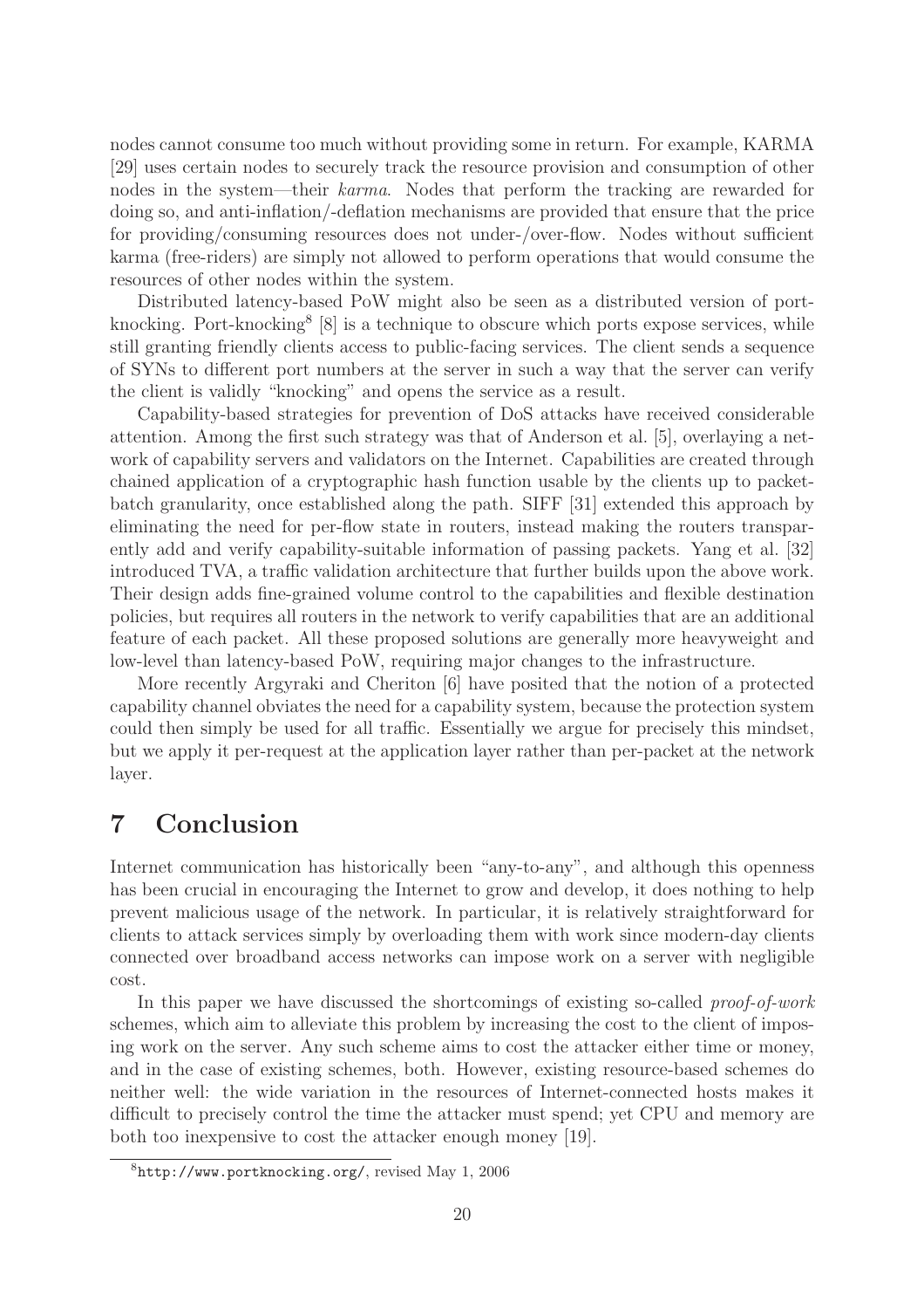nodes cannot consume too much without providing some in return. For example, KARMA [29] uses certain nodes to securely track the resource provision and consumption of other nodes in the system—their *karma*. Nodes that perform the tracking are rewarded for doing so, and anti-inflation/-deflation mechanisms are provided that ensure that the price for providing/consuming resources does not under-/over-flow. Nodes without sufficient karma (free-riders) are simply not allowed to perform operations that would consume the resources of other nodes within the system.

Distributed latency-based PoW might also be seen as a distributed version of port-knocking. Port-knocking[8] [8] is a technique to obscure which ports expose services, while still granting friendly clients access to public-facing services. The client sends a sequence of SYNs to different port numbers at the server in such a way that the server can verify the client is validly "knocking" and opens the service as a result.

Capability-based strategies for prevention of DoS attacks have received considerable attention. Among the first such strategy was that of Anderson et al. [5], overlaying a network of capability servers and validators on the Internet. Capabilities are created through chained application of a cryptographic hash function usable by the clients up to packet-batch granularity, once established along the path. SIFF [31] extended this approach by eliminating the need for per-flow state in routers, instead making the routers transparently add and verify capability-suitable information of passing packets. Yang et al. [32] introduced TVA, a traffic validation architecture that further builds upon the above work. Their design adds fine-grained volume control to the capabilities and flexible destination policies, but requires all routers in the network to verify capabilities that are an additional feature of each packet. All these proposed solutions are generally more heavyweight and low-level than latency-based PoW, requiring major changes to the infrastructure.

More recently Argyraki and Cheriton [6] have posited that the notion of a protected capability channel obviates the need for a capability system, because the protection system could then simply be used for all traffic. Essentially we argue for precisely this mindset, but we apply it per-request at the application layer rather than per-packet at the network layer.

# 7 Conclusion

Internet communication has historically been "any-to-any", and although this openness has been crucial in encouraging the Internet to grow and develop, it does nothing to help prevent malicious usage of the network. In particular, it is relatively straightforward for clients to attack services simply by overloading them with work since modern-day clients connected over broadband access networks can impose work on a server with negligible cost.

In this paper we have discussed the shortcomings of existing so-called *proof-of-work* schemes, which aim to alleviate this problem by increasing the cost to the client of imposing work on the server. Any such scheme aims to cost the attacker either time or money, and in the case of existing schemes, both. However, existing resource-based schemes do neither well: the wide variation in the resources of Internet-connected hosts makes it difficult to precisely control the time the attacker must spend; yet CPU and memory are both too inexpensive to cost the attacker enough money [19].

[8] `http://www.portknocking.org/`, revised May 1, 2006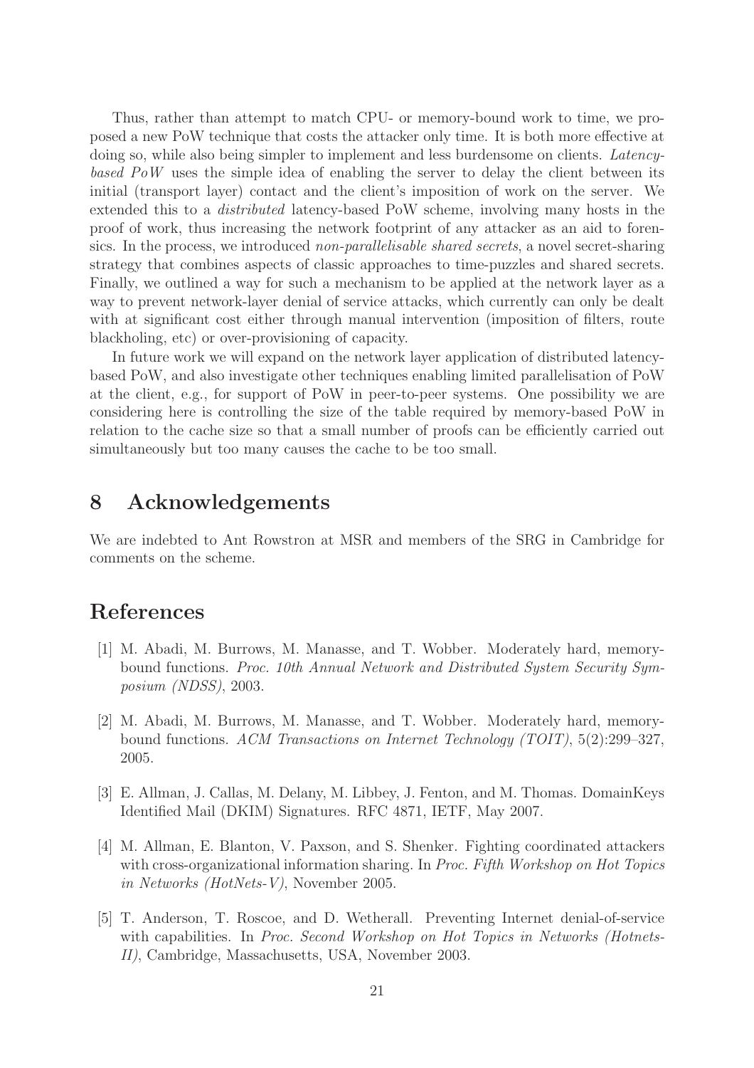Thus, rather than attempt to match CPU- or memory-bound work to time, we proposed a new PoW technique that costs the attacker only time. It is both more effective at doing so, while also being simpler to implement and less burdensome on clients. *Latency-based PoW* uses the simple idea of enabling the server to delay the client between its initial (transport layer) contact and the client's imposition of work on the server. We extended this to a *distributed* latency-based PoW scheme, involving many hosts in the proof of work, thus increasing the network footprint of any attacker as an aid to forensics. In the process, we introduced *non-parallelisable shared secrets*, a novel secret-sharing strategy that combines aspects of classic approaches to time-puzzles and shared secrets. Finally, we outlined a way for such a mechanism to be applied at the network layer as a way to prevent network-layer denial of service attacks, which currently can only be dealt with at significant cost either through manual intervention (imposition of filters, route blackholing, etc) or over-provisioning of capacity.

In future work we will expand on the network layer application of distributed latency-based PoW, and also investigate other techniques enabling limited parallelisation of PoW at the client, e.g., for support of PoW in peer-to-peer systems. One possibility we are considering here is controlling the size of the table required by memory-based PoW in relation to the cache size so that a small number of proofs can be efficiently carried out simultaneously but too many causes the cache to be too small.

# 8 Acknowledgements

We are indebted to Ant Rowstron at MSR and members of the SRG in Cambridge for comments on the scheme.

# References

[1] M. Abadi, M. Burrows, M. Manasse, and T. Wobber. Moderately hard, memory-bound functions. *Proc. 10th Annual Network and Distributed System Security Symposium (NDSS)*, 2003.

[2] M. Abadi, M. Burrows, M. Manasse, and T. Wobber. Moderately hard, memory-bound functions. *ACM Transactions on Internet Technology (TOIT)*, 5(2):299–327, 2005.

[3] E. Allman, J. Callas, M. Delany, M. Libbey, J. Fenton, and M. Thomas. DomainKeys Identified Mail (DKIM) Signatures. RFC 4871, IETF, May 2007.

[4] M. Allman, E. Blanton, V. Paxson, and S. Shenker. Fighting coordinated attackers with cross-organizational information sharing. In *Proc. Fifth Workshop on Hot Topics in Networks (HotNets-V)*, November 2005.

[5] T. Anderson, T. Roscoe, and D. Wetherall. Preventing Internet denial-of-service with capabilities. In *Proc. Second Workshop on Hot Topics in Networks (Hotnets-II)*, Cambridge, Massachusetts, USA, November 2003.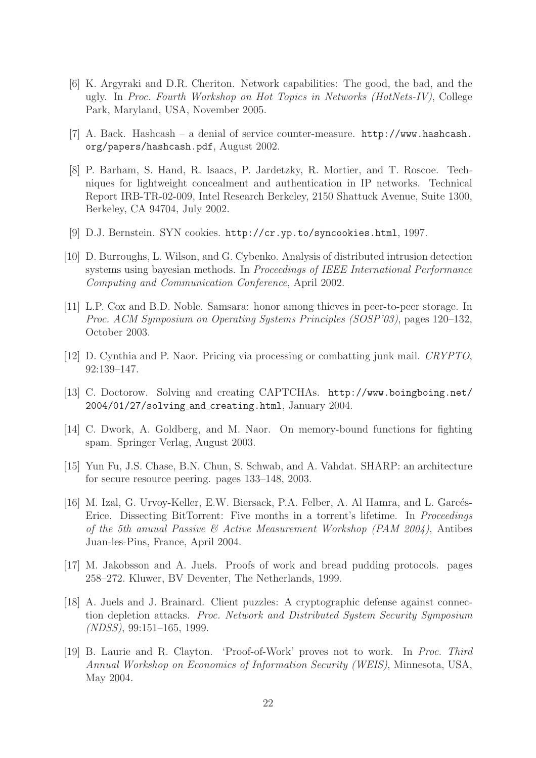[6] K. Argyraki and D.R. Cheriton. Network capabilities: The good, the bad, and the ugly. In *Proc. Fourth Workshop on Hot Topics in Networks (HotNets-IV)*, College Park, Maryland, USA, November 2005.

[7] A. Back. Hashcash – a denial of service counter-measure. `http://www.hashcash.org/papers/hashcash.pdf`, August 2002.

[8] P. Barham, S. Hand, R. Isaacs, P. Jardetzky, R. Mortier, and T. Roscoe. Techniques for lightweight concealment and authentication in IP networks. Technical Report IRB-TR-02-009, Intel Research Berkeley, 2150 Shattuck Avenue, Suite 1300, Berkeley, CA 94704, July 2002.

[9] D.J. Bernstein. SYN cookies. `http://cr.yp.to/syncookies.html`, 1997.

[10] D. Burroughs, L. Wilson, and G. Cybenko. Analysis of distributed intrusion detection systems using bayesian methods. In *Proceedings of IEEE International Performance Computing and Communication Conference*, April 2002.

[11] L.P. Cox and B.D. Noble. Samsara: honor among thieves in peer-to-peer storage. In *Proc. ACM Symposium on Operating Systems Principles (SOSP'03)*, pages 120–132, October 2003.

[12] D. Cynthia and P. Naor. Pricing via processing or combatting junk mail. *CRYPTO*, 92:139–147.

[13] C. Doctorow. Solving and creating CAPTCHAs. `http://www.boingboing.net/2004/01/27/solving_and_creating.html`, January 2004.

[14] C. Dwork, A. Goldberg, and M. Naor. On memory-bound functions for fighting spam. Springer Verlag, August 2003.

[15] Yun Fu, J.S. Chase, B.N. Chun, S. Schwab, and A. Vahdat. SHARP: an architecture for secure resource peering. pages 133–148, 2003.

[16] M. Izal, G. Urvoy-Keller, E.W. Biersack, P.A. Felber, A. Al Hamra, and L. Garcés-Erice. Dissecting BitTorrent: Five months in a torrent's lifetime. In *Proceedings of the 5th anuual Passive & Active Measurement Workshop (PAM 2004)*, Antibes Juan-les-Pins, France, April 2004.

[17] M. Jakobsson and A. Juels. Proofs of work and bread pudding protocols. pages 258–272. Kluwer, BV Deventer, The Netherlands, 1999.

[18] A. Juels and J. Brainard. Client puzzles: A cryptographic defense against connection depletion attacks. *Proc. Network and Distributed System Security Symposium (NDSS)*, 99:151–165, 1999.

[19] B. Laurie and R. Clayton. 'Proof-of-Work' proves not to work. In *Proc. Third Annual Workshop on Economics of Information Security (WEIS)*, Minnesota, USA, May 2004.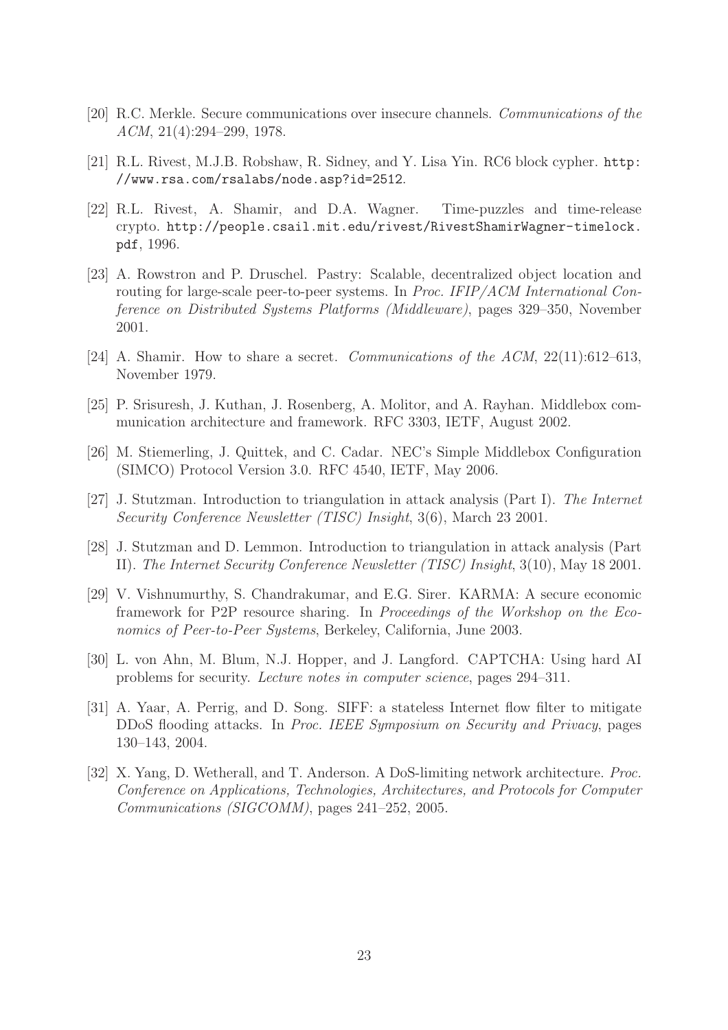[20] R.C. Merkle. Secure communications over insecure channels. *Communications of the ACM*, 21(4):294–299, 1978.

[21] R.L. Rivest, M.J.B. Robshaw, R. Sidney, and Y. Lisa Yin. RC6 block cypher. http://www.rsa.com/rsalabs/node.asp?id=2512.

[22] R.L. Rivest, A. Shamir, and D.A. Wagner. Time-puzzles and time-release crypto. http://people.csail.mit.edu/rivest/RivestShamirWagner-timelock.pdf, 1996.

[23] A. Rowstron and P. Druschel. Pastry: Scalable, decentralized object location and routing for large-scale peer-to-peer systems. In *Proc. IFIP/ACM International Conference on Distributed Systems Platforms (Middleware)*, pages 329–350, November 2001.

[24] A. Shamir. How to share a secret. *Communications of the ACM*, 22(11):612–613, November 1979.

[25] P. Srisuresh, J. Kuthan, J. Rosenberg, A. Molitor, and A. Rayhan. Middlebox communication architecture and framework. RFC 3303, IETF, August 2002.

[26] M. Stiemerling, J. Quittek, and C. Cadar. NEC's Simple Middlebox Configuration (SIMCO) Protocol Version 3.0. RFC 4540, IETF, May 2006.

[27] J. Stutzman. Introduction to triangulation in attack analysis (Part I). *The Internet Security Conference Newsletter (TISC) Insight*, 3(6), March 23 2001.

[28] J. Stutzman and D. Lemmon. Introduction to triangulation in attack analysis (Part II). *The Internet Security Conference Newsletter (TISC) Insight*, 3(10), May 18 2001.

[29] V. Vishnumurthy, S. Chandrakumar, and E.G. Sirer. KARMA: A secure economic framework for P2P resource sharing. In *Proceedings of the Workshop on the Economics of Peer-to-Peer Systems*, Berkeley, California, June 2003.

[30] L. von Ahn, M. Blum, N.J. Hopper, and J. Langford. CAPTCHA: Using hard AI problems for security. *Lecture notes in computer science*, pages 294–311.

[31] A. Yaar, A. Perrig, and D. Song. SIFF: a stateless Internet flow filter to mitigate DDoS flooding attacks. In *Proc. IEEE Symposium on Security and Privacy*, pages 130–143, 2004.

[32] X. Yang, D. Wetherall, and T. Anderson. A DoS-limiting network architecture. *Proc. Conference on Applications, Technologies, Architectures, and Protocols for Computer Communications (SIGCOMM)*, pages 241–252, 2005.